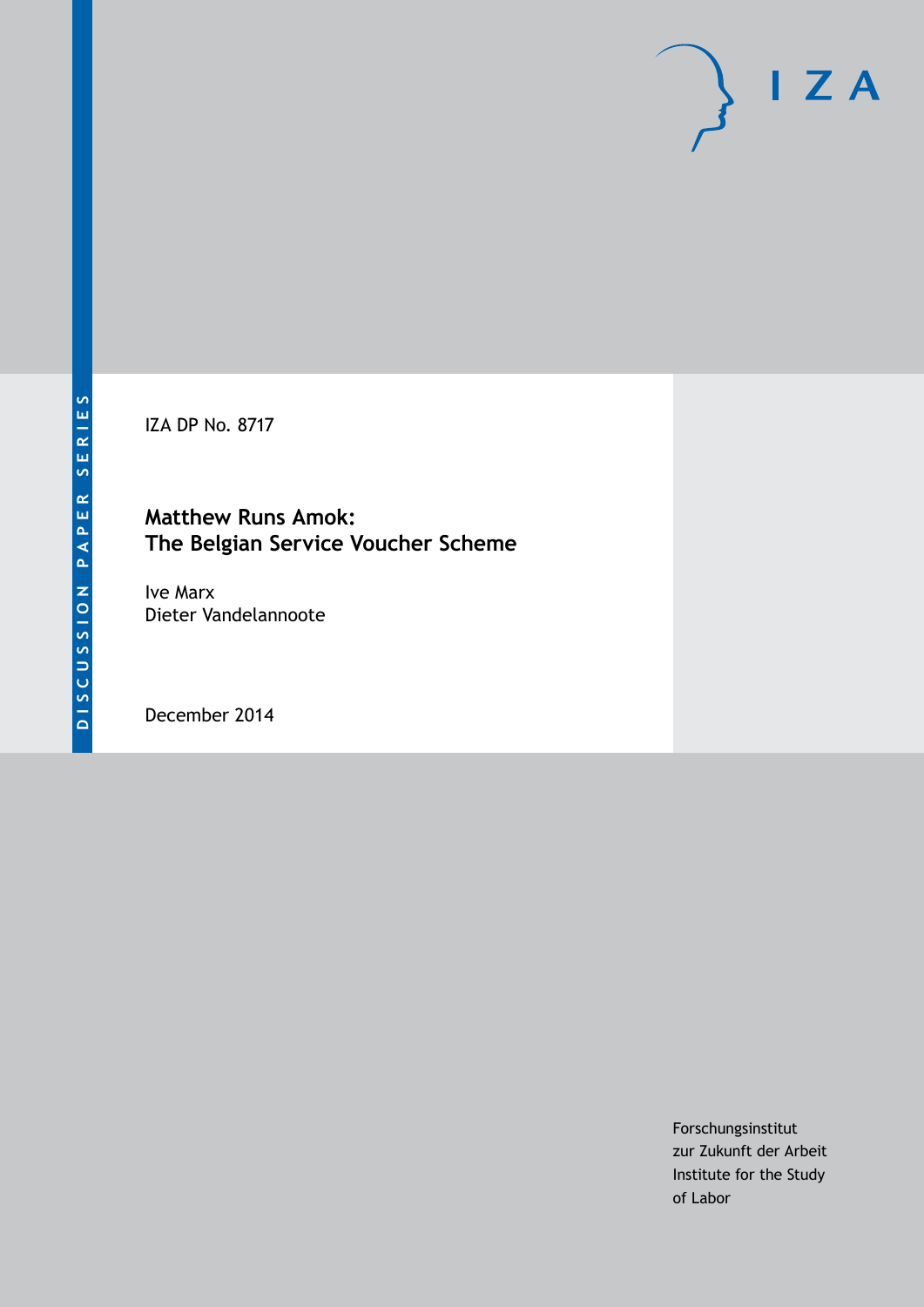DISCUSSION PAPER SERIES

IZA

IZA DP No. 8717

# Matthew Runs Amok: The Belgian Service Voucher Scheme

Ive Marx
Dieter Vandelannoote

December 2014

Forschungsinstitut
zur Zukunft der Arbeit
Institute for the Study
of Labor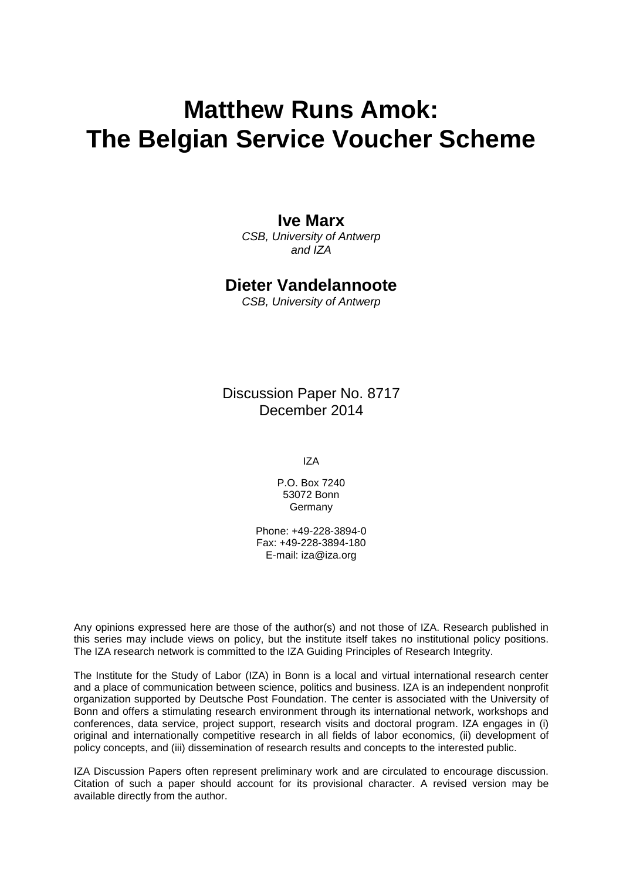# Matthew Runs Amok: The Belgian Service Voucher Scheme

**Ive Marx**
*CSB, University of Antwerp and IZA*

**Dieter Vandelannoote**
*CSB, University of Antwerp*

Discussion Paper No. 8717
December 2014

IZA

P.O. Box 7240
53072 Bonn
Germany

Phone: +49-228-3894-0
Fax: +49-228-3894-180
E-mail: iza@iza.org

Any opinions expressed here are those of the author(s) and not those of IZA. Research published in this series may include views on policy, but the institute itself takes no institutional policy positions. The IZA research network is committed to the IZA Guiding Principles of Research Integrity.

The Institute for the Study of Labor (IZA) in Bonn is a local and virtual international research center and a place of communication between science, politics and business. IZA is an independent nonprofit organization supported by Deutsche Post Foundation. The center is associated with the University of Bonn and offers a stimulating research environment through its international network, workshops and conferences, data service, project support, research visits and doctoral program. IZA engages in (i) original and internationally competitive research in all fields of labor economics, (ii) development of policy concepts, and (iii) dissemination of research results and concepts to the interested public.

IZA Discussion Papers often represent preliminary work and are circulated to encourage discussion. Citation of such a paper should account for its provisional character. A revised version may be available directly from the author.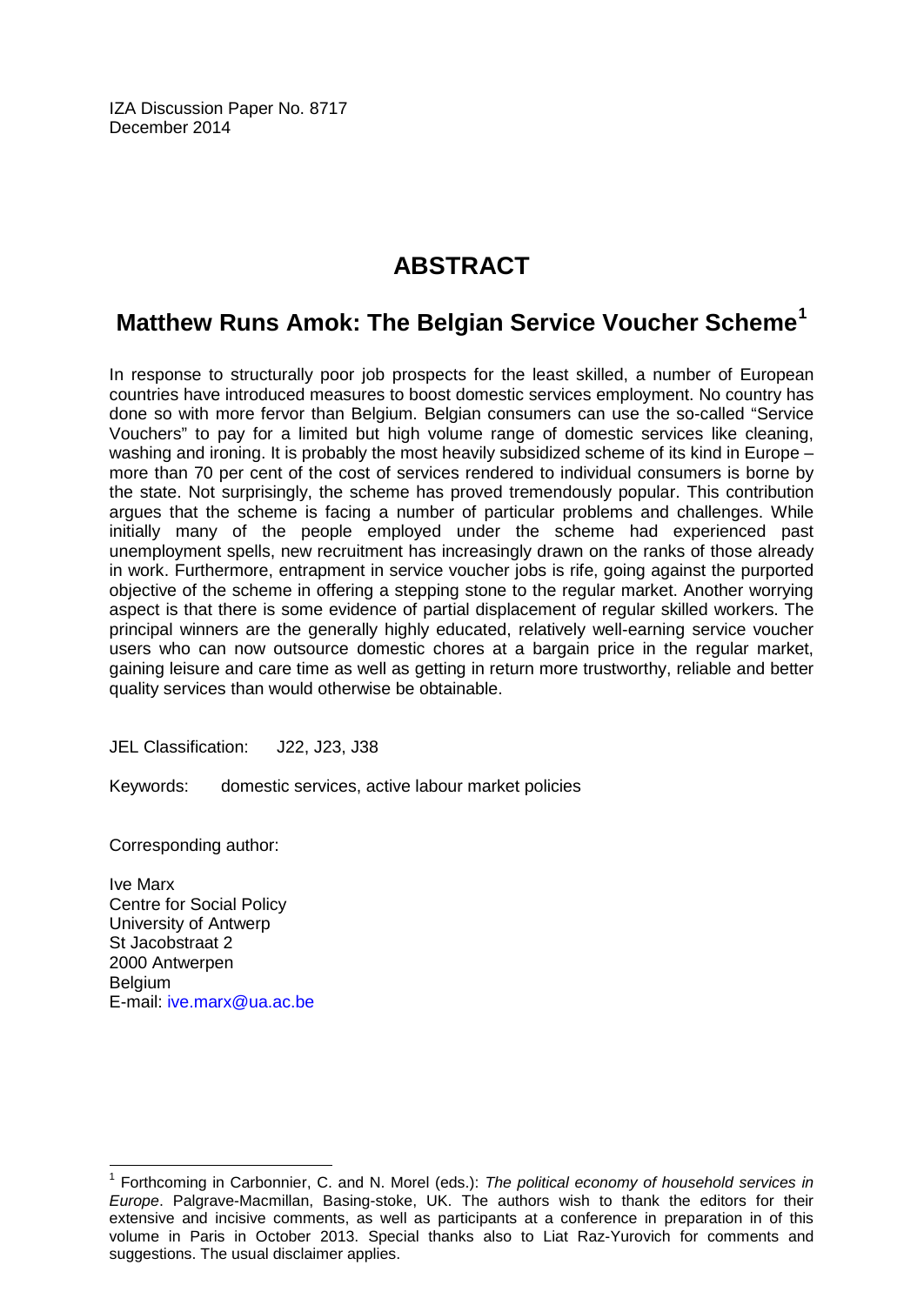IZA Discussion Paper No. 8717
December 2014

# ABSTRACT

## Matthew Runs Amok: The Belgian Service Voucher Scheme[1]

In response to structurally poor job prospects for the least skilled, a number of European countries have introduced measures to boost domestic services employment. No country has done so with more fervor than Belgium. Belgian consumers can use the so-called "Service Vouchers" to pay for a limited but high volume range of domestic services like cleaning, washing and ironing. It is probably the most heavily subsidized scheme of its kind in Europe – more than 70 per cent of the cost of services rendered to individual consumers is borne by the state. Not surprisingly, the scheme has proved tremendously popular. This contribution argues that the scheme is facing a number of particular problems and challenges. While initially many of the people employed under the scheme had experienced past unemployment spells, new recruitment has increasingly drawn on the ranks of those already in work. Furthermore, entrapment in service voucher jobs is rife, going against the purported objective of the scheme in offering a stepping stone to the regular market. Another worrying aspect is that there is some evidence of partial displacement of regular skilled workers. The principal winners are the generally highly educated, relatively well-earning service voucher users who can now outsource domestic chores at a bargain price in the regular market, gaining leisure and care time as well as getting in return more trustworthy, reliable and better quality services than would otherwise be obtainable.

JEL Classification: J22, J23, J38

Keywords: domestic services, active labour market policies

Corresponding author:

Ive Marx
Centre for Social Policy
University of Antwerp
St Jacobstraat 2
2000 Antwerpen
Belgium
E-mail: ive.marx@ua.ac.be

---

[1] Forthcoming in Carbonnier, C. and N. Morel (eds.): *The political economy of household services in Europe*. Palgrave-Macmillan, Basing-stoke, UK. The authors wish to thank the editors for their extensive and incisive comments, as well as participants at a conference in preparation in of this volume in Paris in October 2013. Special thanks also to Liat Raz-Yurovich for comments and suggestions. The usual disclaimer applies.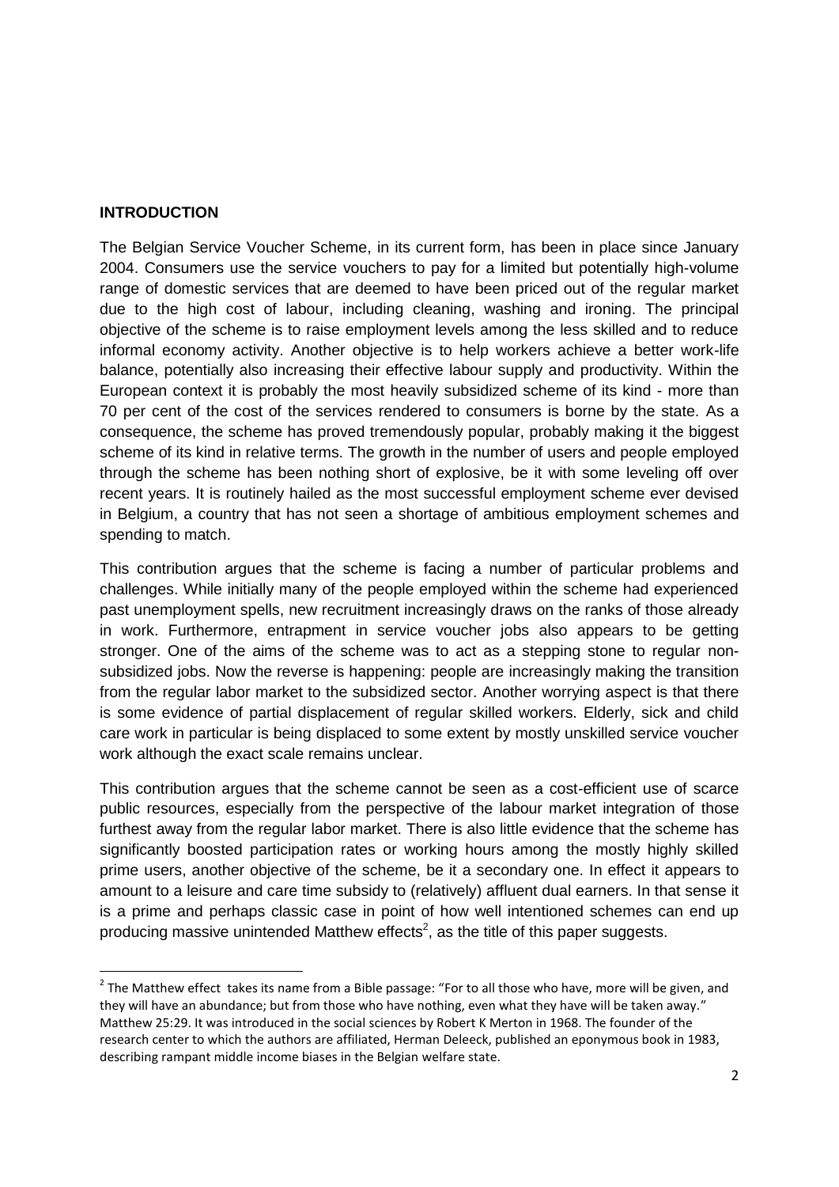## INTRODUCTION

The Belgian Service Voucher Scheme, in its current form, has been in place since January 2004. Consumers use the service vouchers to pay for a limited but potentially high-volume range of domestic services that are deemed to have been priced out of the regular market due to the high cost of labour, including cleaning, washing and ironing. The principal objective of the scheme is to raise employment levels among the less skilled and to reduce informal economy activity. Another objective is to help workers achieve a better work-life balance, potentially also increasing their effective labour supply and productivity. Within the European context it is probably the most heavily subsidized scheme of its kind - more than 70 per cent of the cost of the services rendered to consumers is borne by the state. As a consequence, the scheme has proved tremendously popular, probably making it the biggest scheme of its kind in relative terms. The growth in the number of users and people employed through the scheme has been nothing short of explosive, be it with some leveling off over recent years. It is routinely hailed as the most successful employment scheme ever devised in Belgium, a country that has not seen a shortage of ambitious employment schemes and spending to match.

This contribution argues that the scheme is facing a number of particular problems and challenges. While initially many of the people employed within the scheme had experienced past unemployment spells, new recruitment increasingly draws on the ranks of those already in work. Furthermore, entrapment in service voucher jobs also appears to be getting stronger. One of the aims of the scheme was to act as a stepping stone to regular non-subsidized jobs. Now the reverse is happening: people are increasingly making the transition from the regular labor market to the subsidized sector. Another worrying aspect is that there is some evidence of partial displacement of regular skilled workers. Elderly, sick and child care work in particular is being displaced to some extent by mostly unskilled service voucher work although the exact scale remains unclear.

This contribution argues that the scheme cannot be seen as a cost-efficient use of scarce public resources, especially from the perspective of the labour market integration of those furthest away from the regular labor market. There is also little evidence that the scheme has significantly boosted participation rates or working hours among the mostly highly skilled prime users, another objective of the scheme, be it a secondary one. In effect it appears to amount to a leisure and care time subsidy to (relatively) affluent dual earners. In that sense it is a prime and perhaps classic case in point of how well intentioned schemes can end up producing massive unintended Matthew effects[2], as the title of this paper suggests.

---

[2] The Matthew effect takes its name from a Bible passage: "For to all those who have, more will be given, and they will have an abundance; but from those who have nothing, even what they have will be taken away." Matthew 25:29. It was introduced in the social sciences by Robert K Merton in 1968. The founder of the research center to which the authors are affiliated, Herman Deleeck, published an eponymous book in 1983, describing rampant middle income biases in the Belgian welfare state.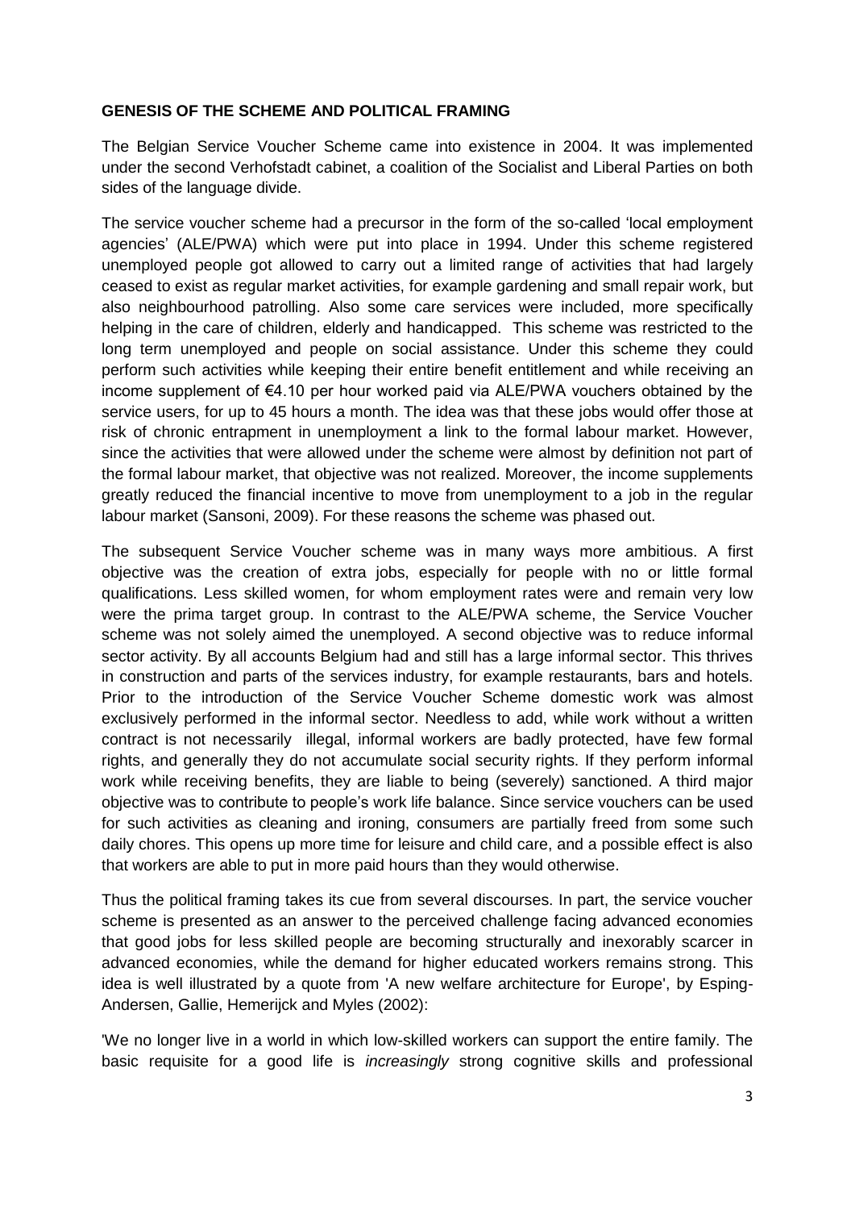**GENESIS OF THE SCHEME AND POLITICAL FRAMING**

The Belgian Service Voucher Scheme came into existence in 2004. It was implemented under the second Verhofstadt cabinet, a coalition of the Socialist and Liberal Parties on both sides of the language divide.

The service voucher scheme had a precursor in the form of the so-called 'local employment agencies' (ALE/PWA) which were put into place in 1994. Under this scheme registered unemployed people got allowed to carry out a limited range of activities that had largely ceased to exist as regular market activities, for example gardening and small repair work, but also neighbourhood patrolling. Also some care services were included, more specifically helping in the care of children, elderly and handicapped. This scheme was restricted to the long term unemployed and people on social assistance. Under this scheme they could perform such activities while keeping their entire benefit entitlement and while receiving an income supplement of €4.10 per hour worked paid via ALE/PWA vouchers obtained by the service users, for up to 45 hours a month. The idea was that these jobs would offer those at risk of chronic entrapment in unemployment a link to the formal labour market. However, since the activities that were allowed under the scheme were almost by definition not part of the formal labour market, that objective was not realized. Moreover, the income supplements greatly reduced the financial incentive to move from unemployment to a job in the regular labour market (Sansoni, 2009). For these reasons the scheme was phased out.

The subsequent Service Voucher scheme was in many ways more ambitious. A first objective was the creation of extra jobs, especially for people with no or little formal qualifications. Less skilled women, for whom employment rates were and remain very low were the prima target group. In contrast to the ALE/PWA scheme, the Service Voucher scheme was not solely aimed the unemployed. A second objective was to reduce informal sector activity. By all accounts Belgium had and still has a large informal sector. This thrives in construction and parts of the services industry, for example restaurants, bars and hotels. Prior to the introduction of the Service Voucher Scheme domestic work was almost exclusively performed in the informal sector. Needless to add, while work without a written contract is not necessarily illegal, informal workers are badly protected, have few formal rights, and generally they do not accumulate social security rights. If they perform informal work while receiving benefits, they are liable to being (severely) sanctioned. A third major objective was to contribute to people's work life balance. Since service vouchers can be used for such activities as cleaning and ironing, consumers are partially freed from some such daily chores. This opens up more time for leisure and child care, and a possible effect is also that workers are able to put in more paid hours than they would otherwise.

Thus the political framing takes its cue from several discourses. In part, the service voucher scheme is presented as an answer to the perceived challenge facing advanced economies that good jobs for less skilled people are becoming structurally and inexorably scarcer in advanced economies, while the demand for higher educated workers remains strong. This idea is well illustrated by a quote from 'A new welfare architecture for Europe', by Esping-Andersen, Gallie, Hemerijck and Myles (2002):

'We no longer live in a world in which low-skilled workers can support the entire family. The basic requisite for a good life is *increasingly* strong cognitive skills and professional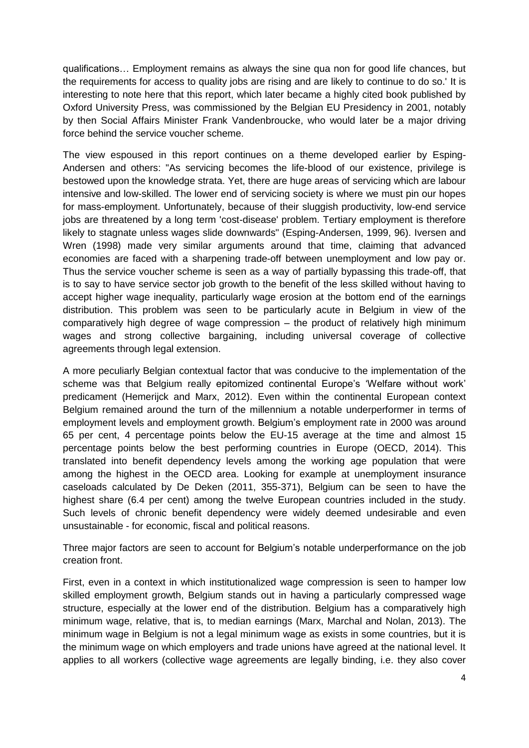qualifications… Employment remains as always the sine qua non for good life chances, but the requirements for access to quality jobs are rising and are likely to continue to do so.' It is interesting to note here that this report, which later became a highly cited book published by Oxford University Press, was commissioned by the Belgian EU Presidency in 2001, notably by then Social Affairs Minister Frank Vandenbroucke, who would later be a major driving force behind the service voucher scheme.

The view espoused in this report continues on a theme developed earlier by Esping-Andersen and others: "As servicing becomes the life-blood of our existence, privilege is bestowed upon the knowledge strata. Yet, there are huge areas of servicing which are labour intensive and low-skilled. The lower end of servicing society is where we must pin our hopes for mass-employment. Unfortunately, because of their sluggish productivity, low-end service jobs are threatened by a long term 'cost-disease' problem. Tertiary employment is therefore likely to stagnate unless wages slide downwards" (Esping-Andersen, 1999, 96). Iversen and Wren (1998) made very similar arguments around that time, claiming that advanced economies are faced with a sharpening trade-off between unemployment and low pay or. Thus the service voucher scheme is seen as a way of partially bypassing this trade-off, that is to say to have service sector job growth to the benefit of the less skilled without having to accept higher wage inequality, particularly wage erosion at the bottom end of the earnings distribution. This problem was seen to be particularly acute in Belgium in view of the comparatively high degree of wage compression – the product of relatively high minimum wages and strong collective bargaining, including universal coverage of collective agreements through legal extension.

A more peculiarly Belgian contextual factor that was conducive to the implementation of the scheme was that Belgium really epitomized continental Europe's 'Welfare without work' predicament (Hemerijck and Marx, 2012). Even within the continental European context Belgium remained around the turn of the millennium a notable underperformer in terms of employment levels and employment growth. Belgium's employment rate in 2000 was around 65 per cent, 4 percentage points below the EU-15 average at the time and almost 15 percentage points below the best performing countries in Europe (OECD, 2014). This translated into benefit dependency levels among the working age population that were among the highest in the OECD area. Looking for example at unemployment insurance caseloads calculated by De Deken (2011, 355-371), Belgium can be seen to have the highest share (6.4 per cent) among the twelve European countries included in the study. Such levels of chronic benefit dependency were widely deemed undesirable and even unsustainable - for economic, fiscal and political reasons.

Three major factors are seen to account for Belgium's notable underperformance on the job creation front.

First, even in a context in which institutionalized wage compression is seen to hamper low skilled employment growth, Belgium stands out in having a particularly compressed wage structure, especially at the lower end of the distribution. Belgium has a comparatively high minimum wage, relative, that is, to median earnings (Marx, Marchal and Nolan, 2013). The minimum wage in Belgium is not a legal minimum wage as exists in some countries, but it is the minimum wage on which employers and trade unions have agreed at the national level. It applies to all workers (collective wage agreements are legally binding, i.e. they also cover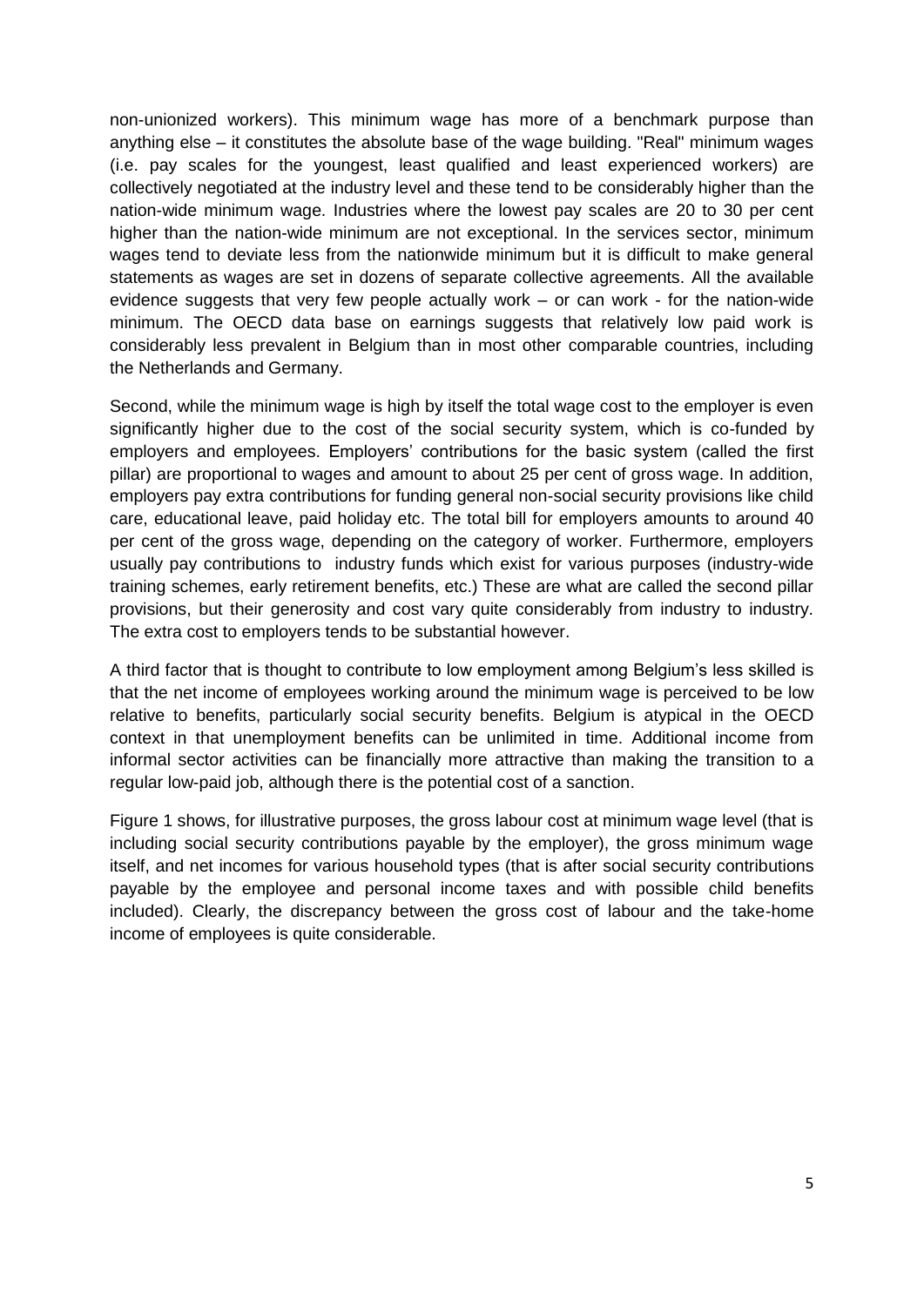non-unionized workers). This minimum wage has more of a benchmark purpose than anything else – it constitutes the absolute base of the wage building. "Real" minimum wages (i.e. pay scales for the youngest, least qualified and least experienced workers) are collectively negotiated at the industry level and these tend to be considerably higher than the nation-wide minimum wage. Industries where the lowest pay scales are 20 to 30 per cent higher than the nation-wide minimum are not exceptional. In the services sector, minimum wages tend to deviate less from the nationwide minimum but it is difficult to make general statements as wages are set in dozens of separate collective agreements. All the available evidence suggests that very few people actually work – or can work - for the nation-wide minimum. The OECD data base on earnings suggests that relatively low paid work is considerably less prevalent in Belgium than in most other comparable countries, including the Netherlands and Germany.

Second, while the minimum wage is high by itself the total wage cost to the employer is even significantly higher due to the cost of the social security system, which is co-funded by employers and employees. Employers' contributions for the basic system (called the first pillar) are proportional to wages and amount to about 25 per cent of gross wage. In addition, employers pay extra contributions for funding general non-social security provisions like child care, educational leave, paid holiday etc. The total bill for employers amounts to around 40 per cent of the gross wage, depending on the category of worker. Furthermore, employers usually pay contributions to industry funds which exist for various purposes (industry-wide training schemes, early retirement benefits, etc.) These are what are called the second pillar provisions, but their generosity and cost vary quite considerably from industry to industry. The extra cost to employers tends to be substantial however.

A third factor that is thought to contribute to low employment among Belgium's less skilled is that the net income of employees working around the minimum wage is perceived to be low relative to benefits, particularly social security benefits. Belgium is atypical in the OECD context in that unemployment benefits can be unlimited in time. Additional income from informal sector activities can be financially more attractive than making the transition to a regular low-paid job, although there is the potential cost of a sanction.

Figure 1 shows, for illustrative purposes, the gross labour cost at minimum wage level (that is including social security contributions payable by the employer), the gross minimum wage itself, and net incomes for various household types (that is after social security contributions payable by the employee and personal income taxes and with possible child benefits included). Clearly, the discrepancy between the gross cost of labour and the take-home income of employees is quite considerable.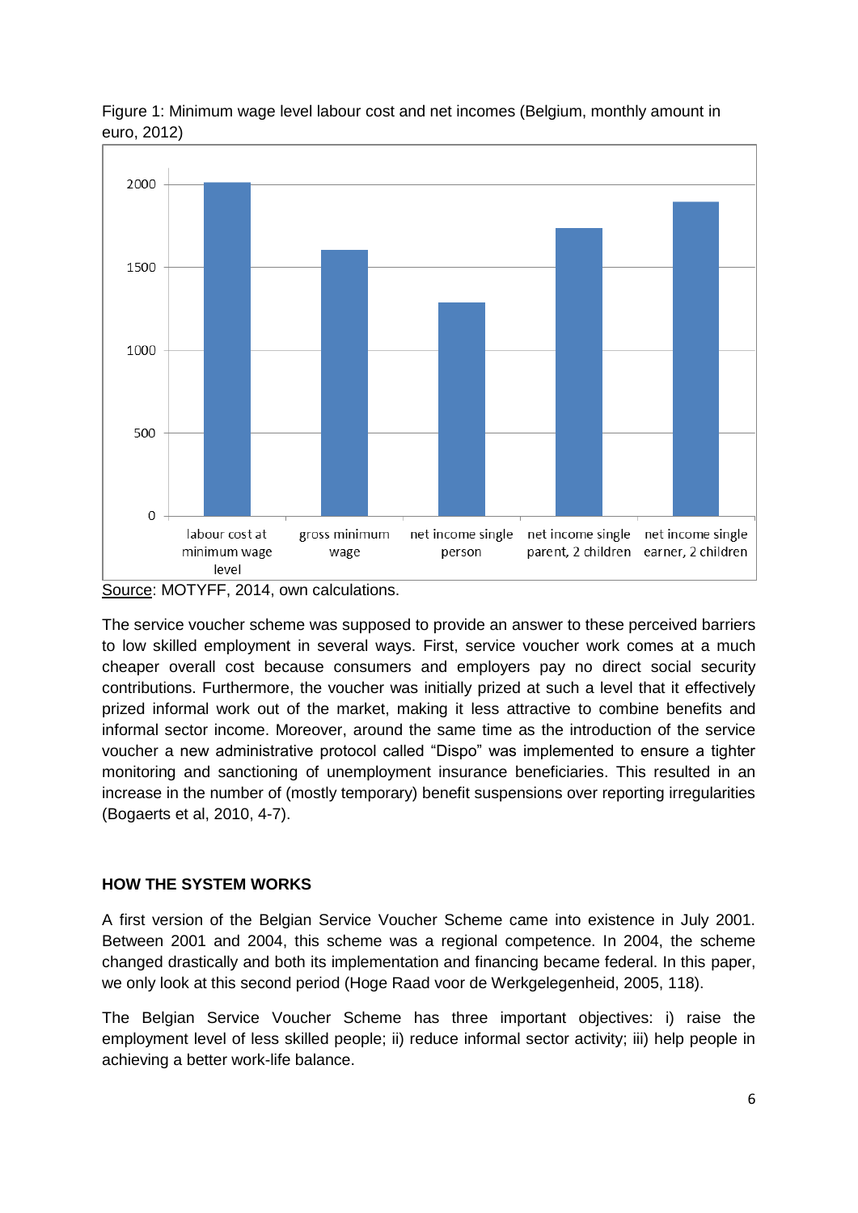Figure 1: Minimum wage level labour cost and net incomes (Belgium, monthly amount in euro, 2012)

Source: MOTYFF, 2014, own calculations.

The service voucher scheme was supposed to provide an answer to these perceived barriers to low skilled employment in several ways. First, service voucher work comes at a much cheaper overall cost because consumers and employers pay no direct social security contributions. Furthermore, the voucher was initially prized at such a level that it effectively prized informal work out of the market, making it less attractive to combine benefits and informal sector income. Moreover, around the same time as the introduction of the service voucher a new administrative protocol called “Dispo” was implemented to ensure a tighter monitoring and sanctioning of unemployment insurance beneficiaries. This resulted in an increase in the number of (mostly temporary) benefit suspensions over reporting irregularities (Bogaerts et al, 2010, 4-7).

## HOW THE SYSTEM WORKS

A first version of the Belgian Service Voucher Scheme came into existence in July 2001. Between 2001 and 2004, this scheme was a regional competence. In 2004, the scheme changed drastically and both its implementation and financing became federal. In this paper, we only look at this second period (Hoge Raad voor de Werkgelegenheid, 2005, 118).

The Belgian Service Voucher Scheme has three important objectives: i) raise the employment level of less skilled people; ii) reduce informal sector activity; iii) help people in achieving a better work-life balance.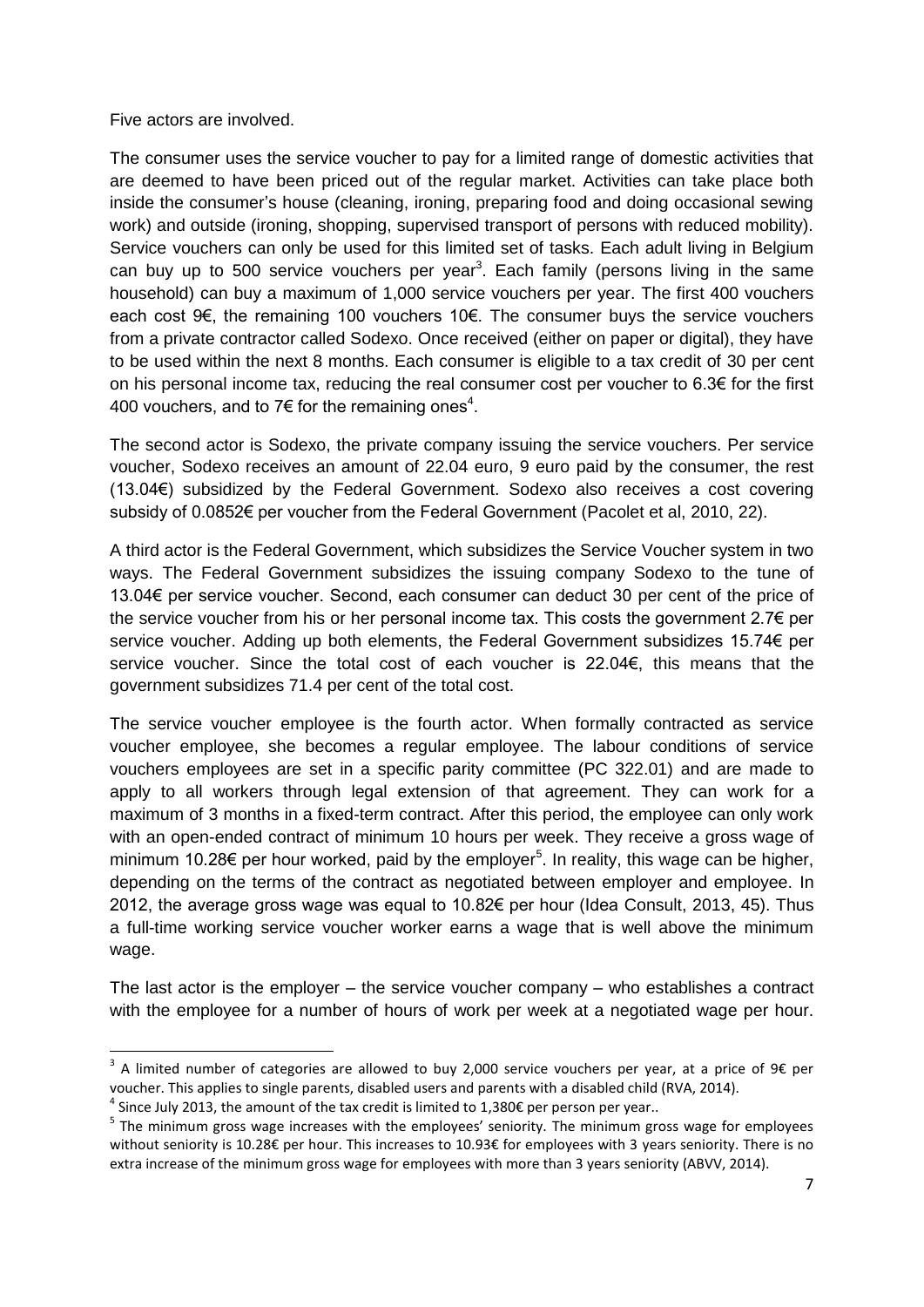Five actors are involved.

The consumer uses the service voucher to pay for a limited range of domestic activities that are deemed to have been priced out of the regular market. Activities can take place both inside the consumer's house (cleaning, ironing, preparing food and doing occasional sewing work) and outside (ironing, shopping, supervised transport of persons with reduced mobility). Service vouchers can only be used for this limited set of tasks. Each adult living in Belgium can buy up to 500 service vouchers per year[3]. Each family (persons living in the same household) can buy a maximum of 1,000 service vouchers per year. The first 400 vouchers each cost 9€, the remaining 100 vouchers 10€. The consumer buys the service vouchers from a private contractor called Sodexo. Once received (either on paper or digital), they have to be used within the next 8 months. Each consumer is eligible to a tax credit of 30 per cent on his personal income tax, reducing the real consumer cost per voucher to 6.3€ for the first 400 vouchers, and to 7€ for the remaining ones[4].

The second actor is Sodexo, the private company issuing the service vouchers. Per service voucher, Sodexo receives an amount of 22.04 euro, 9 euro paid by the consumer, the rest (13.04€) subsidized by the Federal Government. Sodexo also receives a cost covering subsidy of 0.0852€ per voucher from the Federal Government (Pacolet et al, 2010, 22).

A third actor is the Federal Government, which subsidizes the Service Voucher system in two ways. The Federal Government subsidizes the issuing company Sodexo to the tune of 13.04€ per service voucher. Second, each consumer can deduct 30 per cent of the price of the service voucher from his or her personal income tax. This costs the government 2.7€ per service voucher. Adding up both elements, the Federal Government subsidizes 15.74€ per service voucher. Since the total cost of each voucher is 22.04€, this means that the government subsidizes 71.4 per cent of the total cost.

The service voucher employee is the fourth actor. When formally contracted as service voucher employee, she becomes a regular employee. The labour conditions of service vouchers employees are set in a specific parity committee (PC 322.01) and are made to apply to all workers through legal extension of that agreement. They can work for a maximum of 3 months in a fixed-term contract. After this period, the employee can only work with an open-ended contract of minimum 10 hours per week. They receive a gross wage of minimum 10.28€ per hour worked, paid by the employer[5]. In reality, this wage can be higher, depending on the terms of the contract as negotiated between employer and employee. In 2012, the average gross wage was equal to 10.82€ per hour (Idea Consult, 2013, 45). Thus a full-time working service voucher worker earns a wage that is well above the minimum wage.

The last actor is the employer – the service voucher company – who establishes a contract with the employee for a number of hours of work per week at a negotiated wage per hour.

---

[3] A limited number of categories are allowed to buy 2,000 service vouchers per year, at a price of 9€ per voucher. This applies to single parents, disabled users and parents with a disabled child (RVA, 2014).

[4] Since July 2013, the amount of the tax credit is limited to 1,380€ per person per year..

[5] The minimum gross wage increases with the employees' seniority. The minimum gross wage for employees without seniority is 10.28€ per hour. This increases to 10.93€ for employees with 3 years seniority. There is no extra increase of the minimum gross wage for employees with more than 3 years seniority (ABVV, 2014).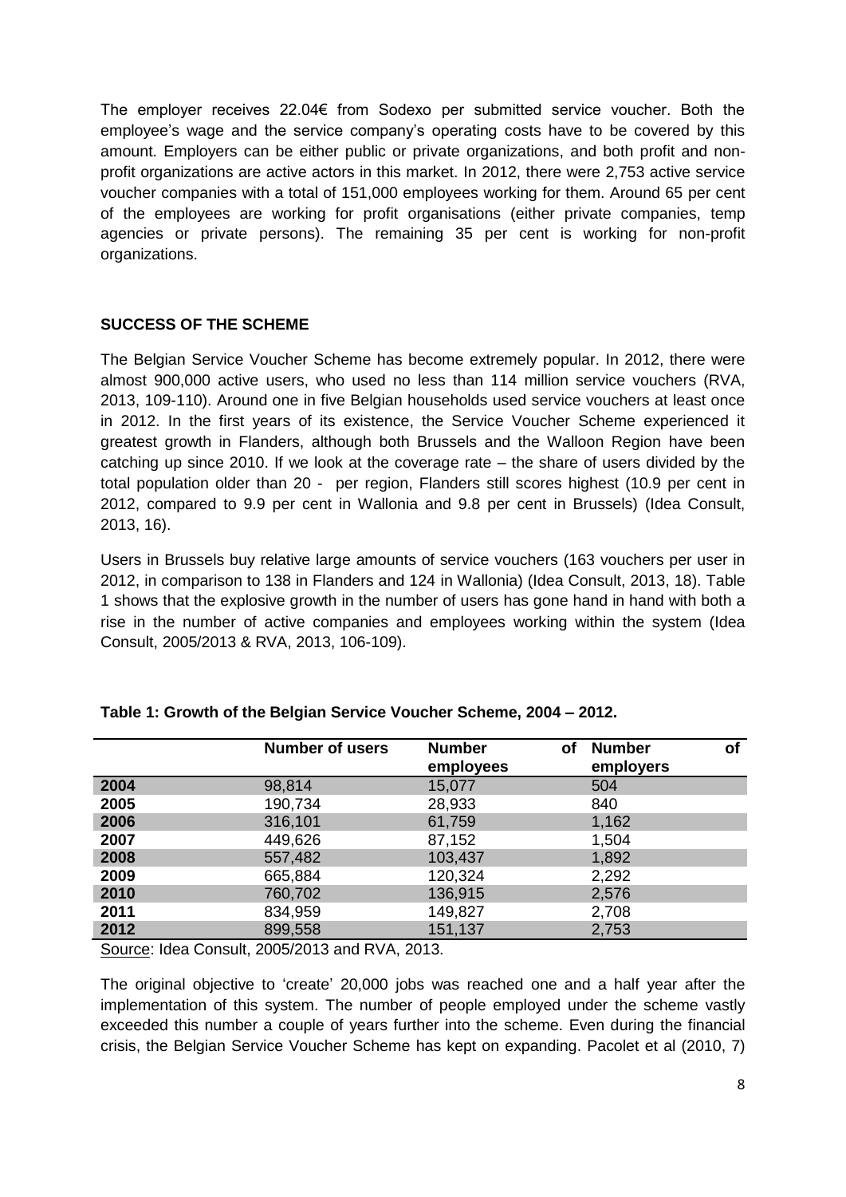The employer receives 22.04€ from Sodexo per submitted service voucher. Both the employee's wage and the service company's operating costs have to be covered by this amount. Employers can be either public or private organizations, and both profit and non-profit organizations are active actors in this market. In 2012, there were 2,753 active service voucher companies with a total of 151,000 employees working for them. Around 65 per cent of the employees are working for profit organisations (either private companies, temp agencies or private persons). The remaining 35 per cent is working for non-profit organizations.

**SUCCESS OF THE SCHEME**

The Belgian Service Voucher Scheme has become extremely popular. In 2012, there were almost 900,000 active users, who used no less than 114 million service vouchers (RVA, 2013, 109-110). Around one in five Belgian households used service vouchers at least once in 2012. In the first years of its existence, the Service Voucher Scheme experienced it greatest growth in Flanders, although both Brussels and the Walloon Region have been catching up since 2010. If we look at the coverage rate – the share of users divided by the total population older than 20 - per region, Flanders still scores highest (10.9 per cent in 2012, compared to 9.9 per cent in Wallonia and 9.8 per cent in Brussels) (Idea Consult, 2013, 16).

Users in Brussels buy relative large amounts of service vouchers (163 vouchers per user in 2012, in comparison to 138 in Flanders and 124 in Wallonia) (Idea Consult, 2013, 18). Table 1 shows that the explosive growth in the number of users has gone hand in hand with both a rise in the number of active companies and employees working within the system (Idea Consult, 2005/2013 & RVA, 2013, 106-109).

**Table 1: Growth of the Belgian Service Voucher Scheme, 2004 – 2012.**

| | Number of users | Number of employees | Number of employers |
|---|---|---|---|
| **2004** | 98,814 | 15,077 | 504 |
| **2005** | 190,734 | 28,933 | 840 |
| **2006** | 316,101 | 61,759 | 1,162 |
| **2007** | 449,626 | 87,152 | 1,504 |
| **2008** | 557,482 | 103,437 | 1,892 |
| **2009** | 665,884 | 120,324 | 2,292 |
| **2010** | 760,702 | 136,915 | 2,576 |
| **2011** | 834,959 | 149,827 | 2,708 |
| **2012** | 899,558 | 151,137 | 2,753 |

Source: Idea Consult, 2005/2013 and RVA, 2013.

The original objective to 'create' 20,000 jobs was reached one and a half year after the implementation of this system. The number of people employed under the scheme vastly exceeded this number a couple of years further into the scheme. Even during the financial crisis, the Belgian Service Voucher Scheme has kept on expanding. Pacolet et al (2010, 7)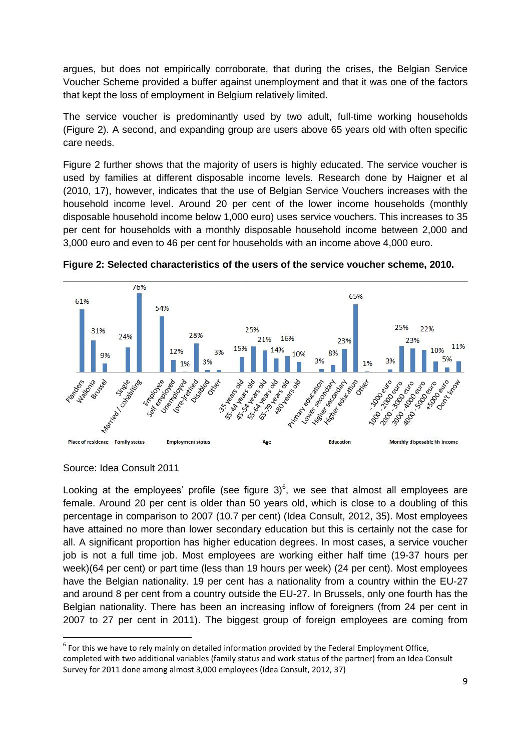argues, but does not empirically corroborate, that during the crises, the Belgian Service Voucher Scheme provided a buffer against unemployment and that it was one of the factors that kept the loss of employment in Belgium relatively limited.

The service voucher is predominantly used by two adult, full-time working households (Figure 2). A second, and expanding group are users above 65 years old with often specific care needs.

Figure 2 further shows that the majority of users is highly educated. The service voucher is used by families at different disposable income levels. Research done by Haigner et al (2010, 17), however, indicates that the use of Belgian Service Vouchers increases with the household income level. Around 20 per cent of the lower income households (monthly disposable household income below 1,000 euro) uses service vouchers. This increases to 35 per cent for households with a monthly disposable household income between 2,000 and 3,000 euro and even to 46 per cent for households with an income above 4,000 euro.

**Figure 2: Selected characteristics of the users of the service voucher scheme, 2010.**

| Characteristic | Category | % |
|---|---|---|
| Place of residence | Flanders | 61% |
| | Wallonia | 31% |
| | Brussel | 9% |
| Family status | Single | 24% |
| | Married / cohabiting | 76% |
| Employment status | Employee | 54% |
| | Self employed | 12% |
| | Unemployed | 1% |
| | (pre-)retired | 28% |
| | Disabled | 3% |
| | Other | 3% |
| Age | -35 years old | 15% |
| | 35-44 years old | 25% |
| | 45-54 years old | 21% |
| | 55-64 years old | 14% |
| | 65-79 years old | 16% |
| | +80 years old | 10% |
| Education | Primary education | 3% |
| | Lower secondary | 8% |
| | Higher secondary | 23% |
| | Higher education | 65% |
| | Other | 1% |
| Monthly disposable hh income | - 1000 euro | 3% |
| | 1000 - 2000 euro | 25% |
| | 2000 - 3000 euro | 23% |
| | 3000 - 4000 euro | 22% |
| | 4000 - 5000 euro | 10% |
| | +5000 euro | 5% |
| | Don't know | 11% |

Source: Idea Consult 2011

Looking at the employees' profile (see figure 3)[6], we see that almost all employees are female. Around 20 per cent is older than 50 years old, which is close to a doubling of this percentage in comparison to 2007 (10.7 per cent) (Idea Consult, 2012, 35). Most employees have attained no more than lower secondary education but this is certainly not the case for all. A significant proportion has higher education degrees. In most cases, a service voucher job is not a full time job. Most employees are working either half time (19-37 hours per week)(64 per cent) or part time (less than 19 hours per week) (24 per cent). Most employees have the Belgian nationality. 19 per cent has a nationality from a country within the EU-27 and around 8 per cent from a country outside the EU-27. In Brussels, only one fourth has the Belgian nationality. There has been an increasing inflow of foreigners (from 24 per cent in 2007 to 27 per cent in 2011). The biggest group of foreign employees are coming from

[6] For this we have to rely mainly on detailed information provided by the Federal Employment Office, completed with two additional variables (family status and work status of the partner) from an Idea Consult Survey for 2011 done among almost 3,000 employees (Idea Consult, 2012, 37)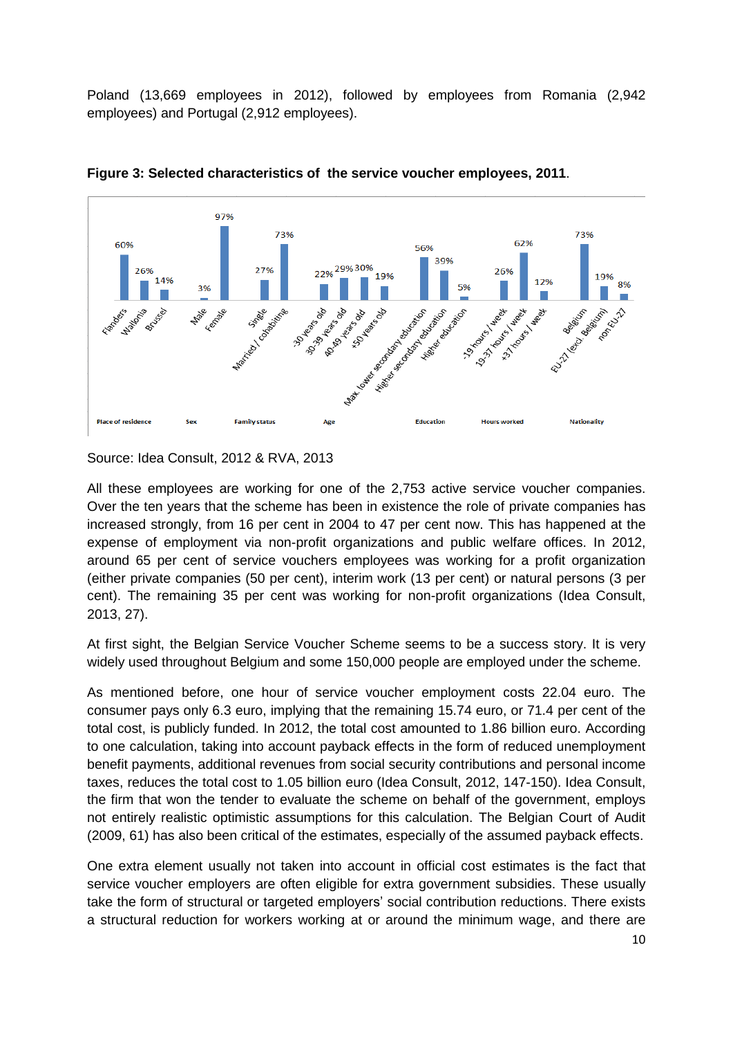Poland (13,669 employees in 2012), followed by employees from Romania (2,942 employees) and Portugal (2,912 employees).

**Figure 3: Selected characteristics of the service voucher employees, 2011**.

| Category | Characteristic | Share |
|---|---|---|
| Place of residence | Flanders | 60% |
| | Wallonia | 26% |
| | Brussel | 14% |
| Sex | Male | 3% |
| | Female | 97% |
| Family status | Single | 27% |
| | Married / cohabiting | 73% |
| Age | -30 years old | 22% |
| | 30-39 years old | 29% |
| | 40-49 years old | 30% |
| | +50 years old | 19% |
| Education | Max. lower secondary education | 56% |
| | Higher secondary education | 39% |
| | Higher education | 5% |
| Hours worked | -19 hours / week | 26% |
| | 19-37 hours / week | 62% |
| | +37 hours / week | 12% |
| Nationality | Belgium | 73% |
| | EU-27 (excl. Belgium) | 19% |
| | non EU-27 | 8% |

Source: Idea Consult, 2012 & RVA, 2013

All these employees are working for one of the 2,753 active service voucher companies. Over the ten years that the scheme has been in existence the role of private companies has increased strongly, from 16 per cent in 2004 to 47 per cent now. This has happened at the expense of employment via non-profit organizations and public welfare offices. In 2012, around 65 per cent of service vouchers employees was working for a profit organization (either private companies (50 per cent), interim work (13 per cent) or natural persons (3 per cent). The remaining 35 per cent was working for non-profit organizations (Idea Consult, 2013, 27).

At first sight, the Belgian Service Voucher Scheme seems to be a success story. It is very widely used throughout Belgium and some 150,000 people are employed under the scheme.

As mentioned before, one hour of service voucher employment costs 22.04 euro. The consumer pays only 6.3 euro, implying that the remaining 15.74 euro, or 71.4 per cent of the total cost, is publicly funded. In 2012, the total cost amounted to 1.86 billion euro. According to one calculation, taking into account payback effects in the form of reduced unemployment benefit payments, additional revenues from social security contributions and personal income taxes, reduces the total cost to 1.05 billion euro (Idea Consult, 2012, 147-150). Idea Consult, the firm that won the tender to evaluate the scheme on behalf of the government, employs not entirely realistic optimistic assumptions for this calculation. The Belgian Court of Audit (2009, 61) has also been critical of the estimates, especially of the assumed payback effects.

One extra element usually not taken into account in official cost estimates is the fact that service voucher employers are often eligible for extra government subsidies. These usually take the form of structural or targeted employers' social contribution reductions. There exists a structural reduction for workers working at or around the minimum wage, and there are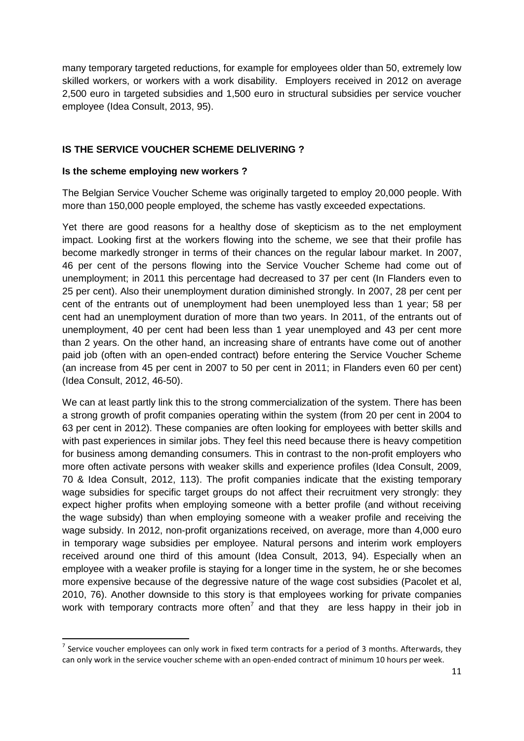many temporary targeted reductions, for example for employees older than 50, extremely low skilled workers, or workers with a work disability. Employers received in 2012 on average 2,500 euro in targeted subsidies and 1,500 euro in structural subsidies per service voucher employee (Idea Consult, 2013, 95).

## IS THE SERVICE VOUCHER SCHEME DELIVERING ?

### Is the scheme employing new workers ?

The Belgian Service Voucher Scheme was originally targeted to employ 20,000 people. With more than 150,000 people employed, the scheme has vastly exceeded expectations.

Yet there are good reasons for a healthy dose of skepticism as to the net employment impact. Looking first at the workers flowing into the scheme, we see that their profile has become markedly stronger in terms of their chances on the regular labour market. In 2007, 46 per cent of the persons flowing into the Service Voucher Scheme had come out of unemployment; in 2011 this percentage had decreased to 37 per cent (In Flanders even to 25 per cent). Also their unemployment duration diminished strongly. In 2007, 28 per cent per cent of the entrants out of unemployment had been unemployed less than 1 year; 58 per cent had an unemployment duration of more than two years. In 2011, of the entrants out of unemployment, 40 per cent had been less than 1 year unemployed and 43 per cent more than 2 years. On the other hand, an increasing share of entrants have come out of another paid job (often with an open-ended contract) before entering the Service Voucher Scheme (an increase from 45 per cent in 2007 to 50 per cent in 2011; in Flanders even 60 per cent) (Idea Consult, 2012, 46-50).

We can at least partly link this to the strong commercialization of the system. There has been a strong growth of profit companies operating within the system (from 20 per cent in 2004 to 63 per cent in 2012). These companies are often looking for employees with better skills and with past experiences in similar jobs. They feel this need because there is heavy competition for business among demanding consumers. This in contrast to the non-profit employers who more often activate persons with weaker skills and experience profiles (Idea Consult, 2009, 70 & Idea Consult, 2012, 113). The profit companies indicate that the existing temporary wage subsidies for specific target groups do not affect their recruitment very strongly: they expect higher profits when employing someone with a better profile (and without receiving the wage subsidy) than when employing someone with a weaker profile and receiving the wage subsidy. In 2012, non-profit organizations received, on average, more than 4,000 euro in temporary wage subsidies per employee. Natural persons and interim work employers received around one third of this amount (Idea Consult, 2013, 94). Especially when an employee with a weaker profile is staying for a longer time in the system, he or she becomes more expensive because of the degressive nature of the wage cost subsidies (Pacolet et al, 2010, 76). Another downside to this story is that employees working for private companies work with temporary contracts more often[7] and that they are less happy in their job in

[7] Service voucher employees can only work in fixed term contracts for a period of 3 months. Afterwards, they can only work in the service voucher scheme with an open-ended contract of minimum 10 hours per week.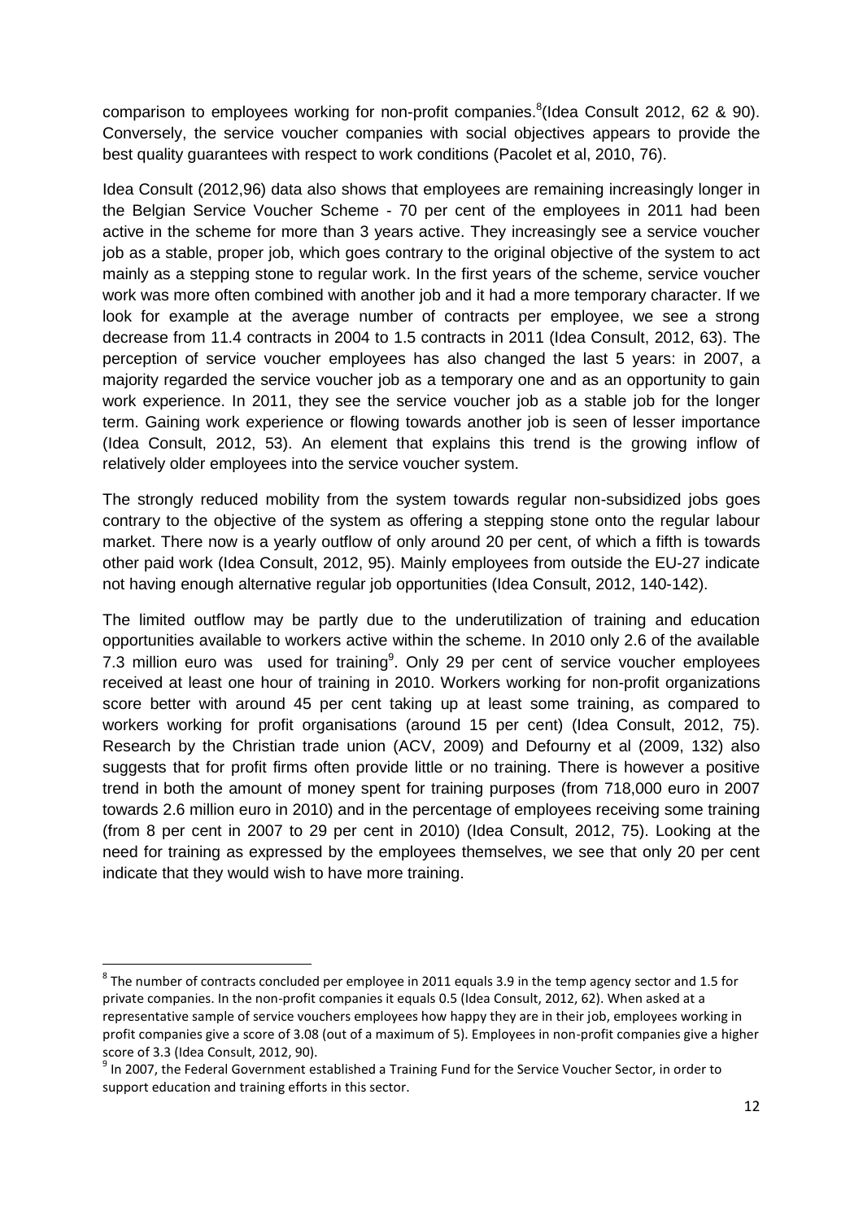comparison to employees working for non-profit companies.[8](Idea Consult 2012, 62 & 90). Conversely, the service voucher companies with social objectives appears to provide the best quality guarantees with respect to work conditions (Pacolet et al, 2010, 76).

Idea Consult (2012,96) data also shows that employees are remaining increasingly longer in the Belgian Service Voucher Scheme - 70 per cent of the employees in 2011 had been active in the scheme for more than 3 years active. They increasingly see a service voucher job as a stable, proper job, which goes contrary to the original objective of the system to act mainly as a stepping stone to regular work. In the first years of the scheme, service voucher work was more often combined with another job and it had a more temporary character. If we look for example at the average number of contracts per employee, we see a strong decrease from 11.4 contracts in 2004 to 1.5 contracts in 2011 (Idea Consult, 2012, 63). The perception of service voucher employees has also changed the last 5 years: in 2007, a majority regarded the service voucher job as a temporary one and as an opportunity to gain work experience. In 2011, they see the service voucher job as a stable job for the longer term. Gaining work experience or flowing towards another job is seen of lesser importance (Idea Consult, 2012, 53). An element that explains this trend is the growing inflow of relatively older employees into the service voucher system.

The strongly reduced mobility from the system towards regular non-subsidized jobs goes contrary to the objective of the system as offering a stepping stone onto the regular labour market. There now is a yearly outflow of only around 20 per cent, of which a fifth is towards other paid work (Idea Consult, 2012, 95). Mainly employees from outside the EU-27 indicate not having enough alternative regular job opportunities (Idea Consult, 2012, 140-142).

The limited outflow may be partly due to the underutilization of training and education opportunities available to workers active within the scheme. In 2010 only 2.6 of the available 7.3 million euro was used for training[9]. Only 29 per cent of service voucher employees received at least one hour of training in 2010. Workers working for non-profit organizations score better with around 45 per cent taking up at least some training, as compared to workers working for profit organisations (around 15 per cent) (Idea Consult, 2012, 75). Research by the Christian trade union (ACV, 2009) and Defourny et al (2009, 132) also suggests that for profit firms often provide little or no training. There is however a positive trend in both the amount of money spent for training purposes (from 718,000 euro in 2007 towards 2.6 million euro in 2010) and in the percentage of employees receiving some training (from 8 per cent in 2007 to 29 per cent in 2010) (Idea Consult, 2012, 75). Looking at the need for training as expressed by the employees themselves, we see that only 20 per cent indicate that they would wish to have more training.

---

[8] The number of contracts concluded per employee in 2011 equals 3.9 in the temp agency sector and 1.5 for private companies. In the non-profit companies it equals 0.5 (Idea Consult, 2012, 62). When asked at a representative sample of service vouchers employees how happy they are in their job, employees working in profit companies give a score of 3.08 (out of a maximum of 5). Employees in non-profit companies give a higher score of 3.3 (Idea Consult, 2012, 90).

[9] In 2007, the Federal Government established a Training Fund for the Service Voucher Sector, in order to support education and training efforts in this sector.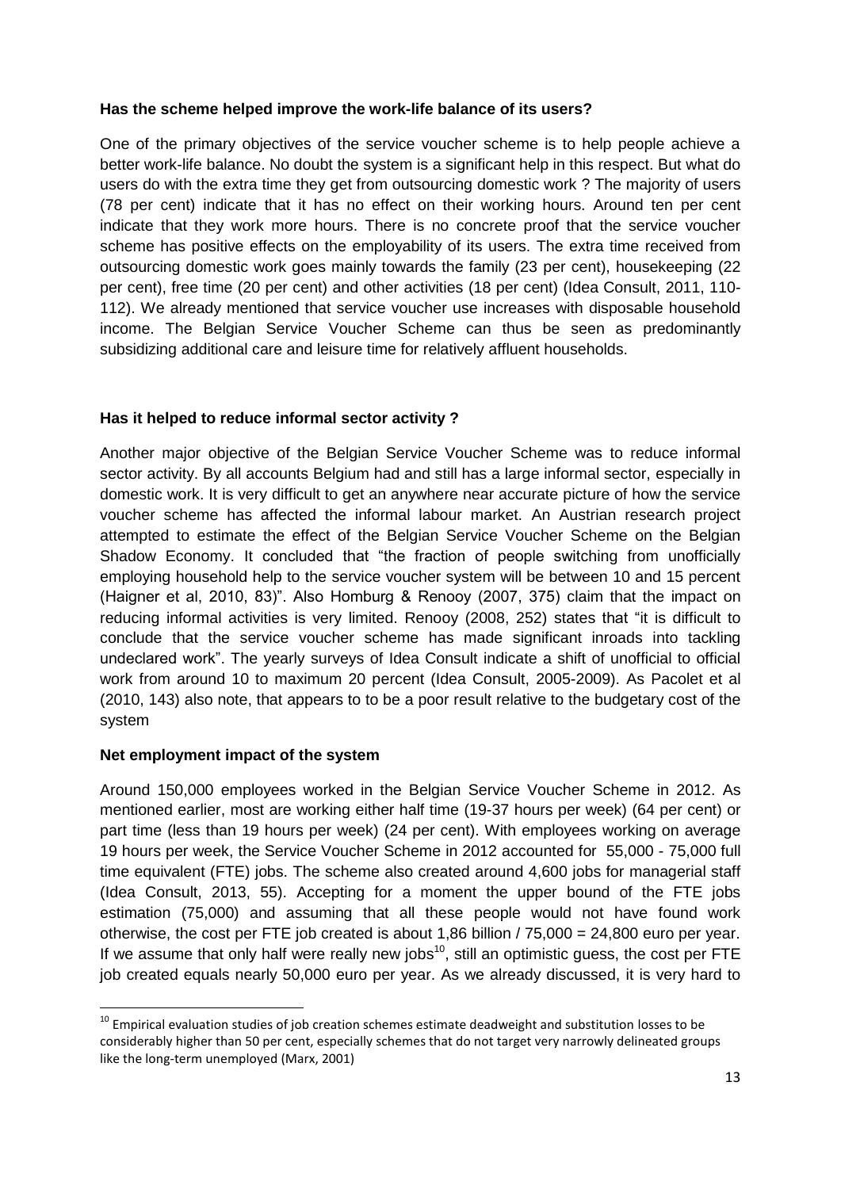**Has the scheme helped improve the work-life balance of its users?**

One of the primary objectives of the service voucher scheme is to help people achieve a better work-life balance. No doubt the system is a significant help in this respect. But what do users do with the extra time they get from outsourcing domestic work ? The majority of users (78 per cent) indicate that it has no effect on their working hours. Around ten per cent indicate that they work more hours. There is no concrete proof that the service voucher scheme has positive effects on the employability of its users. The extra time received from outsourcing domestic work goes mainly towards the family (23 per cent), housekeeping (22 per cent), free time (20 per cent) and other activities (18 per cent) (Idea Consult, 2011, 110-112). We already mentioned that service voucher use increases with disposable household income. The Belgian Service Voucher Scheme can thus be seen as predominantly subsidizing additional care and leisure time for relatively affluent households.

**Has it helped to reduce informal sector activity ?**

Another major objective of the Belgian Service Voucher Scheme was to reduce informal sector activity. By all accounts Belgium had and still has a large informal sector, especially in domestic work. It is very difficult to get an anywhere near accurate picture of how the service voucher scheme has affected the informal labour market. An Austrian research project attempted to estimate the effect of the Belgian Service Voucher Scheme on the Belgian Shadow Economy. It concluded that "the fraction of people switching from unofficially employing household help to the service voucher system will be between 10 and 15 percent (Haigner et al, 2010, 83)". Also Homburg & Renooy (2007, 375) claim that the impact on reducing informal activities is very limited. Renooy (2008, 252) states that "it is difficult to conclude that the service voucher scheme has made significant inroads into tackling undeclared work". The yearly surveys of Idea Consult indicate a shift of unofficial to official work from around 10 to maximum 20 percent (Idea Consult, 2005-2009). As Pacolet et al (2010, 143) also note, that appears to to be a poor result relative to the budgetary cost of the system

**Net employment impact of the system**

Around 150,000 employees worked in the Belgian Service Voucher Scheme in 2012. As mentioned earlier, most are working either half time (19-37 hours per week) (64 per cent) or part time (less than 19 hours per week) (24 per cent). With employees working on average 19 hours per week, the Service Voucher Scheme in 2012 accounted for 55,000 - 75,000 full time equivalent (FTE) jobs. The scheme also created around 4,600 jobs for managerial staff (Idea Consult, 2013, 55). Accepting for a moment the upper bound of the FTE jobs estimation (75,000) and assuming that all these people would not have found work otherwise, the cost per FTE job created is about 1,86 billion / 75,000 = 24,800 euro per year. If we assume that only half were really new jobs[10], still an optimistic guess, the cost per FTE job created equals nearly 50,000 euro per year. As we already discussed, it is very hard to

[10] Empirical evaluation studies of job creation schemes estimate deadweight and substitution losses to be considerably higher than 50 per cent, especially schemes that do not target very narrowly delineated groups like the long-term unemployed (Marx, 2001)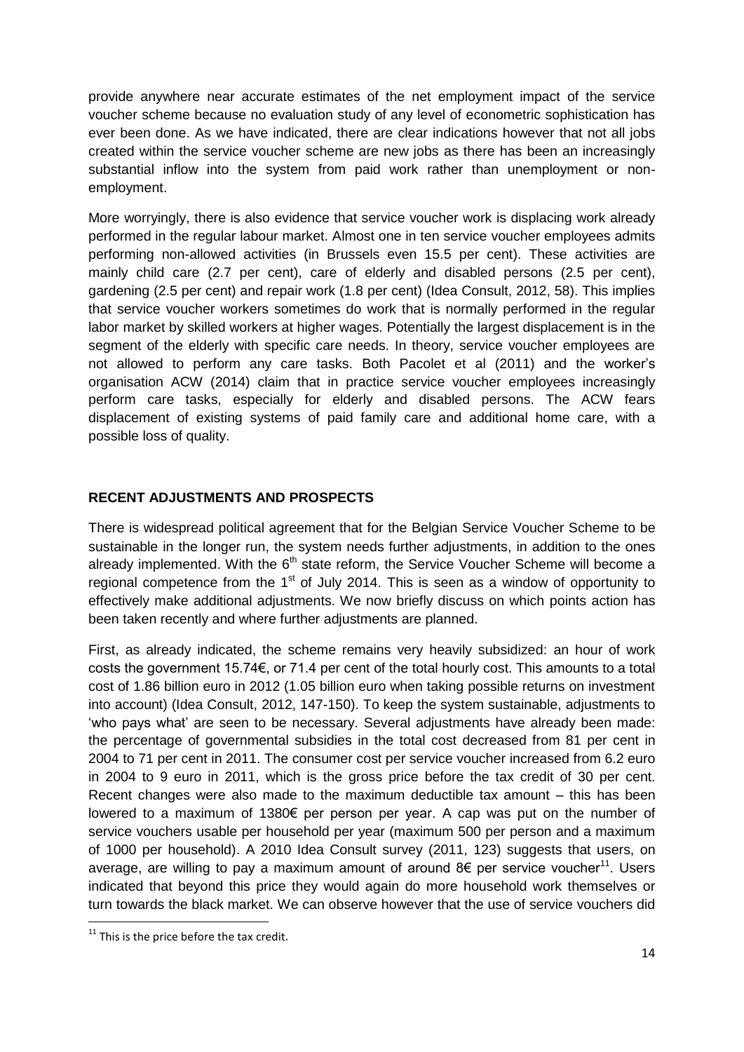provide anywhere near accurate estimates of the net employment impact of the service voucher scheme because no evaluation study of any level of econometric sophistication has ever been done. As we have indicated, there are clear indications however that not all jobs created within the service voucher scheme are new jobs as there has been an increasingly substantial inflow into the system from paid work rather than unemployment or non-employment.

More worryingly, there is also evidence that service voucher work is displacing work already performed in the regular labour market. Almost one in ten service voucher employees admits performing non-allowed activities (in Brussels even 15.5 per cent). These activities are mainly child care (2.7 per cent), care of elderly and disabled persons (2.5 per cent), gardening (2.5 per cent) and repair work (1.8 per cent) (Idea Consult, 2012, 58). This implies that service voucher workers sometimes do work that is normally performed in the regular labor market by skilled workers at higher wages. Potentially the largest displacement is in the segment of the elderly with specific care needs. In theory, service voucher employees are not allowed to perform any care tasks. Both Pacolet et al (2011) and the worker's organisation ACW (2014) claim that in practice service voucher employees increasingly perform care tasks, especially for elderly and disabled persons. The ACW fears displacement of existing systems of paid family care and additional home care, with a possible loss of quality.

## RECENT ADJUSTMENTS AND PROSPECTS

There is widespread political agreement that for the Belgian Service Voucher Scheme to be sustainable in the longer run, the system needs further adjustments, in addition to the ones already implemented. With the 6th state reform, the Service Voucher Scheme will become a regional competence from the 1st of July 2014. This is seen as a window of opportunity to effectively make additional adjustments. We now briefly discuss on which points action has been taken recently and where further adjustments are planned.

First, as already indicated, the scheme remains very heavily subsidized: an hour of work costs the government 15.74€, or 71.4 per cent of the total hourly cost. This amounts to a total cost of 1.86 billion euro in 2012 (1.05 billion euro when taking possible returns on investment into account) (Idea Consult, 2012, 147-150). To keep the system sustainable, adjustments to 'who pays what' are seen to be necessary. Several adjustments have already been made: the percentage of governmental subsidies in the total cost decreased from 81 per cent in 2004 to 71 per cent in 2011. The consumer cost per service voucher increased from 6.2 euro in 2004 to 9 euro in 2011, which is the gross price before the tax credit of 30 per cent. Recent changes were also made to the maximum deductible tax amount – this has been lowered to a maximum of 1380€ per person per year. A cap was put on the number of service vouchers usable per household per year (maximum 500 per person and a maximum of 1000 per household). A 2010 Idea Consult survey (2011, 123) suggests that users, on average, are willing to pay a maximum amount of around 8€ per service voucher[11]. Users indicated that beyond this price they would again do more household work themselves or turn towards the black market. We can observe however that the use of service vouchers did

[11] This is the price before the tax credit.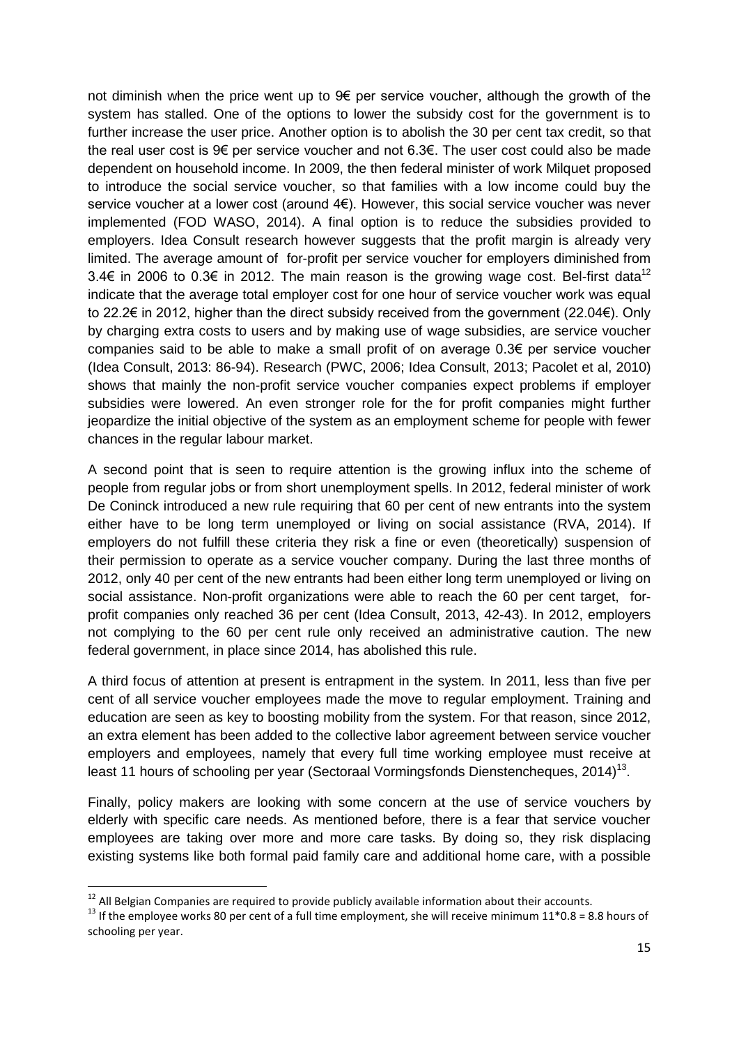not diminish when the price went up to 9€ per service voucher, although the growth of the system has stalled. One of the options to lower the subsidy cost for the government is to further increase the user price. Another option is to abolish the 30 per cent tax credit, so that the real user cost is 9€ per service voucher and not 6.3€. The user cost could also be made dependent on household income. In 2009, the then federal minister of work Milquet proposed to introduce the social service voucher, so that families with a low income could buy the service voucher at a lower cost (around 4€). However, this social service voucher was never implemented (FOD WASO, 2014). A final option is to reduce the subsidies provided to employers. Idea Consult research however suggests that the profit margin is already very limited. The average amount of for-profit per service voucher for employers diminished from 3.4€ in 2006 to 0.3€ in 2012. The main reason is the growing wage cost. Bel-first data[12] indicate that the average total employer cost for one hour of service voucher work was equal to 22.2€ in 2012, higher than the direct subsidy received from the government (22.04€). Only by charging extra costs to users and by making use of wage subsidies, are service voucher companies said to be able to make a small profit of on average 0.3€ per service voucher (Idea Consult, 2013: 86-94). Research (PWC, 2006; Idea Consult, 2013; Pacolet et al, 2010) shows that mainly the non-profit service voucher companies expect problems if employer subsidies were lowered. An even stronger role for the for profit companies might further jeopardize the initial objective of the system as an employment scheme for people with fewer chances in the regular labour market.

A second point that is seen to require attention is the growing influx into the scheme of people from regular jobs or from short unemployment spells. In 2012, federal minister of work De Coninck introduced a new rule requiring that 60 per cent of new entrants into the system either have to be long term unemployed or living on social assistance (RVA, 2014). If employers do not fulfill these criteria they risk a fine or even (theoretically) suspension of their permission to operate as a service voucher company. During the last three months of 2012, only 40 per cent of the new entrants had been either long term unemployed or living on social assistance. Non-profit organizations were able to reach the 60 per cent target, for-profit companies only reached 36 per cent (Idea Consult, 2013, 42-43). In 2012, employers not complying to the 60 per cent rule only received an administrative caution. The new federal government, in place since 2014, has abolished this rule.

A third focus of attention at present is entrapment in the system. In 2011, less than five per cent of all service voucher employees made the move to regular employment. Training and education are seen as key to boosting mobility from the system. For that reason, since 2012, an extra element has been added to the collective labor agreement between service voucher employers and employees, namely that every full time working employee must receive at least 11 hours of schooling per year (Sectoraal Vormingsfonds Dienstencheques, 2014)[13].

Finally, policy makers are looking with some concern at the use of service vouchers by elderly with specific care needs. As mentioned before, there is a fear that service voucher employees are taking over more and more care tasks. By doing so, they risk displacing existing systems like both formal paid family care and additional home care, with a possible

[12] All Belgian Companies are required to provide publicly available information about their accounts.

[13] If the employee works 80 per cent of a full time employment, she will receive minimum 11*0.8 = 8.8 hours of schooling per year.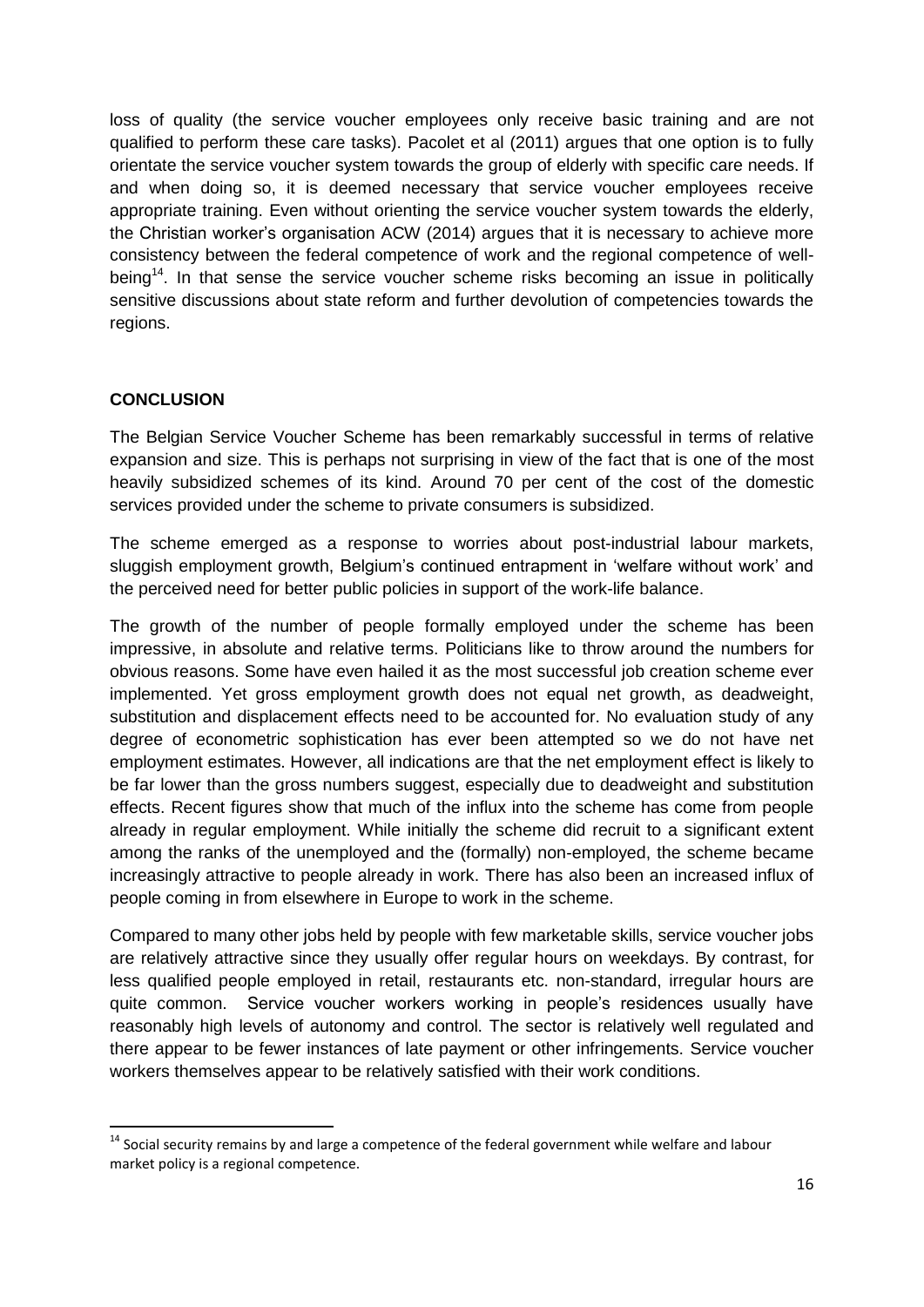loss of quality (the service voucher employees only receive basic training and are not qualified to perform these care tasks). Pacolet et al (2011) argues that one option is to fully orientate the service voucher system towards the group of elderly with specific care needs. If and when doing so, it is deemed necessary that service voucher employees receive appropriate training. Even without orienting the service voucher system towards the elderly, the Christian worker's organisation ACW (2014) argues that it is necessary to achieve more consistency between the federal competence of work and the regional competence of well-being[14]. In that sense the service voucher scheme risks becoming an issue in politically sensitive discussions about state reform and further devolution of competencies towards the regions.

## CONCLUSION

The Belgian Service Voucher Scheme has been remarkably successful in terms of relative expansion and size. This is perhaps not surprising in view of the fact that is one of the most heavily subsidized schemes of its kind. Around 70 per cent of the cost of the domestic services provided under the scheme to private consumers is subsidized.

The scheme emerged as a response to worries about post-industrial labour markets, sluggish employment growth, Belgium's continued entrapment in 'welfare without work' and the perceived need for better public policies in support of the work-life balance.

The growth of the number of people formally employed under the scheme has been impressive, in absolute and relative terms. Politicians like to throw around the numbers for obvious reasons. Some have even hailed it as the most successful job creation scheme ever implemented. Yet gross employment growth does not equal net growth, as deadweight, substitution and displacement effects need to be accounted for. No evaluation study of any degree of econometric sophistication has ever been attempted so we do not have net employment estimates. However, all indications are that the net employment effect is likely to be far lower than the gross numbers suggest, especially due to deadweight and substitution effects. Recent figures show that much of the influx into the scheme has come from people already in regular employment. While initially the scheme did recruit to a significant extent among the ranks of the unemployed and the (formally) non-employed, the scheme became increasingly attractive to people already in work. There has also been an increased influx of people coming in from elsewhere in Europe to work in the scheme.

Compared to many other jobs held by people with few marketable skills, service voucher jobs are relatively attractive since they usually offer regular hours on weekdays. By contrast, for less qualified people employed in retail, restaurants etc. non-standard, irregular hours are quite common. Service voucher workers working in people's residences usually have reasonably high levels of autonomy and control. The sector is relatively well regulated and there appear to be fewer instances of late payment or other infringements. Service voucher workers themselves appear to be relatively satisfied with their work conditions.

[14] Social security remains by and large a competence of the federal government while welfare and labour market policy is a regional competence.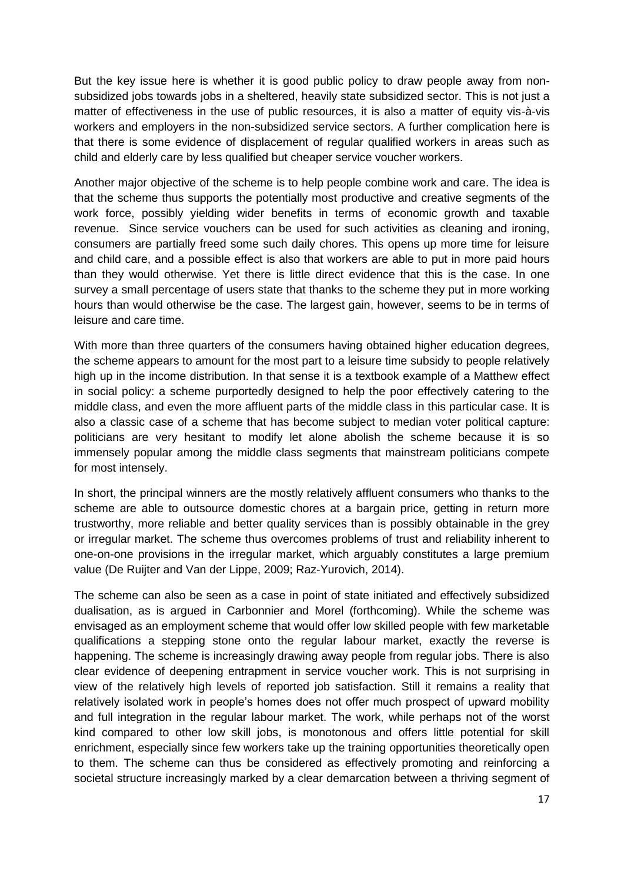But the key issue here is whether it is good public policy to draw people away from non-subsidized jobs towards jobs in a sheltered, heavily state subsidized sector. This is not just a matter of effectiveness in the use of public resources, it is also a matter of equity vis-à-vis workers and employers in the non-subsidized service sectors. A further complication here is that there is some evidence of displacement of regular qualified workers in areas such as child and elderly care by less qualified but cheaper service voucher workers.

Another major objective of the scheme is to help people combine work and care. The idea is that the scheme thus supports the potentially most productive and creative segments of the work force, possibly yielding wider benefits in terms of economic growth and taxable revenue. Since service vouchers can be used for such activities as cleaning and ironing, consumers are partially freed some such daily chores. This opens up more time for leisure and child care, and a possible effect is also that workers are able to put in more paid hours than they would otherwise. Yet there is little direct evidence that this is the case. In one survey a small percentage of users state that thanks to the scheme they put in more working hours than would otherwise be the case. The largest gain, however, seems to be in terms of leisure and care time.

With more than three quarters of the consumers having obtained higher education degrees, the scheme appears to amount for the most part to a leisure time subsidy to people relatively high up in the income distribution. In that sense it is a textbook example of a Matthew effect in social policy: a scheme purportedly designed to help the poor effectively catering to the middle class, and even the more affluent parts of the middle class in this particular case. It is also a classic case of a scheme that has become subject to median voter political capture: politicians are very hesitant to modify let alone abolish the scheme because it is so immensely popular among the middle class segments that mainstream politicians compete for most intensely.

In short, the principal winners are the mostly relatively affluent consumers who thanks to the scheme are able to outsource domestic chores at a bargain price, getting in return more trustworthy, more reliable and better quality services than is possibly obtainable in the grey or irregular market. The scheme thus overcomes problems of trust and reliability inherent to one-on-one provisions in the irregular market, which arguably constitutes a large premium value (De Ruijter and Van der Lippe, 2009; Raz-Yurovich, 2014).

The scheme can also be seen as a case in point of state initiated and effectively subsidized dualisation, as is argued in Carbonnier and Morel (forthcoming). While the scheme was envisaged as an employment scheme that would offer low skilled people with few marketable qualifications a stepping stone onto the regular labour market, exactly the reverse is happening. The scheme is increasingly drawing away people from regular jobs. There is also clear evidence of deepening entrapment in service voucher work. This is not surprising in view of the relatively high levels of reported job satisfaction. Still it remains a reality that relatively isolated work in people's homes does not offer much prospect of upward mobility and full integration in the regular labour market. The work, while perhaps not of the worst kind compared to other low skill jobs, is monotonous and offers little potential for skill enrichment, especially since few workers take up the training opportunities theoretically open to them. The scheme can thus be considered as effectively promoting and reinforcing a societal structure increasingly marked by a clear demarcation between a thriving segment of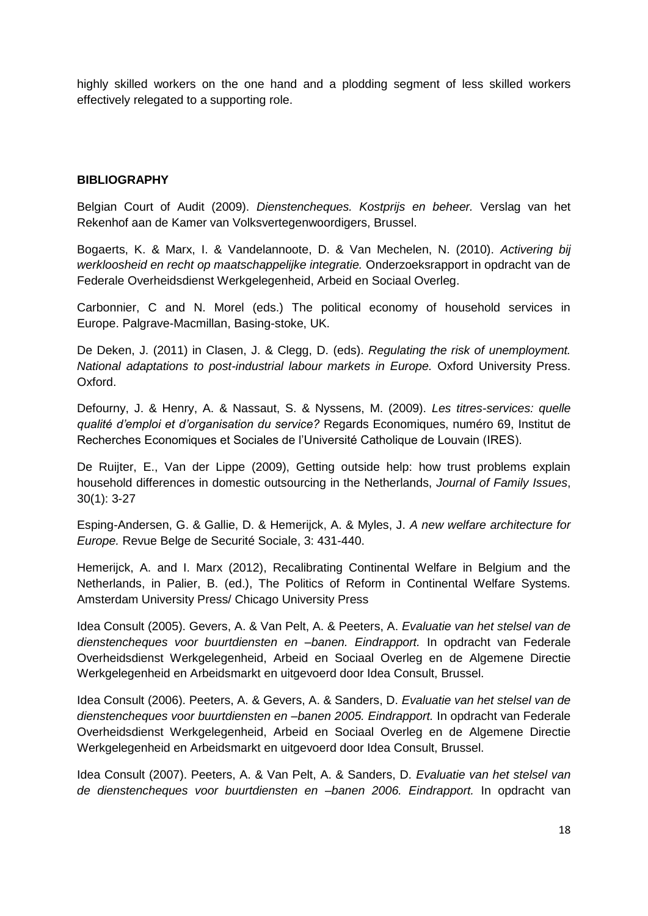highly skilled workers on the one hand and a plodding segment of less skilled workers effectively relegated to a supporting role.

**BIBLIOGRAPHY**

Belgian Court of Audit (2009). *Dienstencheques. Kostprijs en beheer.* Verslag van het Rekenhof aan de Kamer van Volksvertegenwoordigers, Brussel.

Bogaerts, K. & Marx, I. & Vandelannoote, D. & Van Mechelen, N. (2010). *Activering bij werkloosheid en recht op maatschappelijke integratie.* Onderzoeksrapport in opdracht van de Federale Overheidsdienst Werkgelegenheid, Arbeid en Sociaal Overleg.

Carbonnier, C and N. Morel (eds.) The political economy of household services in Europe. Palgrave-Macmillan, Basing-stoke, UK.

De Deken, J. (2011) in Clasen, J. & Clegg, D. (eds). *Regulating the risk of unemployment. National adaptations to post-industrial labour markets in Europe.* Oxford University Press. Oxford.

Defourny, J. & Henry, A. & Nassaut, S. & Nyssens, M. (2009). *Les titres-services: quelle qualité d'emploi et d'organisation du service?* Regards Economiques, numéro 69, Institut de Recherches Economiques et Sociales de l'Université Catholique de Louvain (IRES).

De Ruijter, E., Van der Lippe (2009), Getting outside help: how trust problems explain household differences in domestic outsourcing in the Netherlands, *Journal of Family Issues*, 30(1): 3-27

Esping-Andersen, G. & Gallie, D. & Hemerijck, A. & Myles, J. *A new welfare architecture for Europe.* Revue Belge de Securité Sociale, 3: 431-440.

Hemerijck, A. and I. Marx (2012), Recalibrating Continental Welfare in Belgium and the Netherlands, in Palier, B. (ed.), The Politics of Reform in Continental Welfare Systems. Amsterdam University Press/ Chicago University Press

Idea Consult (2005). Gevers, A. & Van Pelt, A. & Peeters, A. *Evaluatie van het stelsel van de dienstencheques voor buurtdiensten en –banen. Eindrapport.* In opdracht van Federale Overheidsdienst Werkgelegenheid, Arbeid en Sociaal Overleg en de Algemene Directie Werkgelegenheid en Arbeidsmarkt en uitgevoerd door Idea Consult, Brussel.

Idea Consult (2006). Peeters, A. & Gevers, A. & Sanders, D. *Evaluatie van het stelsel van de dienstencheques voor buurtdiensten en –banen 2005. Eindrapport.* In opdracht van Federale Overheidsdienst Werkgelegenheid, Arbeid en Sociaal Overleg en de Algemene Directie Werkgelegenheid en Arbeidsmarkt en uitgevoerd door Idea Consult, Brussel.

Idea Consult (2007). Peeters, A. & Van Pelt, A. & Sanders, D. *Evaluatie van het stelsel van de dienstencheques voor buurtdiensten en –banen 2006. Eindrapport.* In opdracht van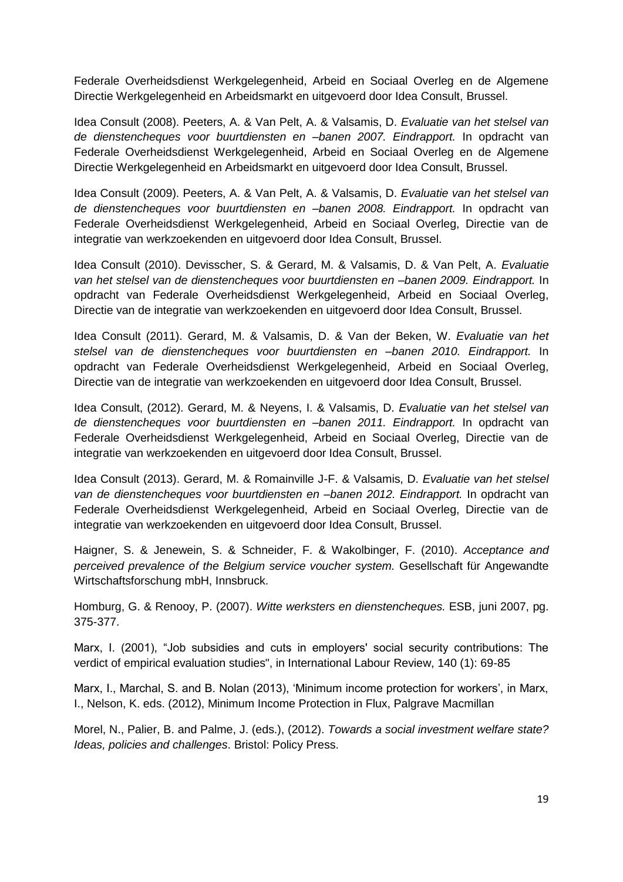Federale Overheidsdienst Werkgelegenheid, Arbeid en Sociaal Overleg en de Algemene Directie Werkgelegenheid en Arbeidsmarkt en uitgevoerd door Idea Consult, Brussel.

Idea Consult (2008). Peeters, A. & Van Pelt, A. & Valsamis, D. *Evaluatie van het stelsel van de dienstencheques voor buurtdiensten en –banen 2007. Eindrapport.* In opdracht van Federale Overheidsdienst Werkgelegenheid, Arbeid en Sociaal Overleg en de Algemene Directie Werkgelegenheid en Arbeidsmarkt en uitgevoerd door Idea Consult, Brussel.

Idea Consult (2009). Peeters, A. & Van Pelt, A. & Valsamis, D. *Evaluatie van het stelsel van de dienstencheques voor buurtdiensten en –banen 2008. Eindrapport.* In opdracht van Federale Overheidsdienst Werkgelegenheid, Arbeid en Sociaal Overleg, Directie van de integratie van werkzoekenden en uitgevoerd door Idea Consult, Brussel.

Idea Consult (2010). Devisscher, S. & Gerard, M. & Valsamis, D. & Van Pelt, A. *Evaluatie van het stelsel van de dienstencheques voor buurtdiensten en –banen 2009. Eindrapport.* In opdracht van Federale Overheidsdienst Werkgelegenheid, Arbeid en Sociaal Overleg, Directie van de integratie van werkzoekenden en uitgevoerd door Idea Consult, Brussel.

Idea Consult (2011). Gerard, M. & Valsamis, D. & Van der Beken, W. *Evaluatie van het stelsel van de dienstencheques voor buurtdiensten en –banen 2010. Eindrapport.* In opdracht van Federale Overheidsdienst Werkgelegenheid, Arbeid en Sociaal Overleg, Directie van de integratie van werkzoekenden en uitgevoerd door Idea Consult, Brussel.

Idea Consult, (2012). Gerard, M. & Neyens, I. & Valsamis, D. *Evaluatie van het stelsel van de dienstencheques voor buurtdiensten en –banen 2011. Eindrapport.* In opdracht van Federale Overheidsdienst Werkgelegenheid, Arbeid en Sociaal Overleg, Directie van de integratie van werkzoekenden en uitgevoerd door Idea Consult, Brussel.

Idea Consult (2013). Gerard, M. & Romainville J-F. & Valsamis, D. *Evaluatie van het stelsel van de dienstencheques voor buurtdiensten en –banen 2012. Eindrapport.* In opdracht van Federale Overheidsdienst Werkgelegenheid, Arbeid en Sociaal Overleg, Directie van de integratie van werkzoekenden en uitgevoerd door Idea Consult, Brussel.

Haigner, S. & Jenewein, S. & Schneider, F. & Wakolbinger, F. (2010). *Acceptance and perceived prevalence of the Belgium service voucher system.* Gesellschaft für Angewandte Wirtschaftsforschung mbH, Innsbruck.

Homburg, G. & Renooy, P. (2007). *Witte werksters en dienstencheques.* ESB, juni 2007, pg. 375-377.

Marx, I. (2001), "Job subsidies and cuts in employers' social security contributions: The verdict of empirical evaluation studies", in International Labour Review, 140 (1): 69-85

Marx, I., Marchal, S. and B. Nolan (2013), 'Minimum income protection for workers', in Marx, I., Nelson, K. eds. (2012), Minimum Income Protection in Flux, Palgrave Macmillan

Morel, N., Palier, B. and Palme, J. (eds.), (2012). *Towards a social investment welfare state? Ideas, policies and challenges*. Bristol: Policy Press.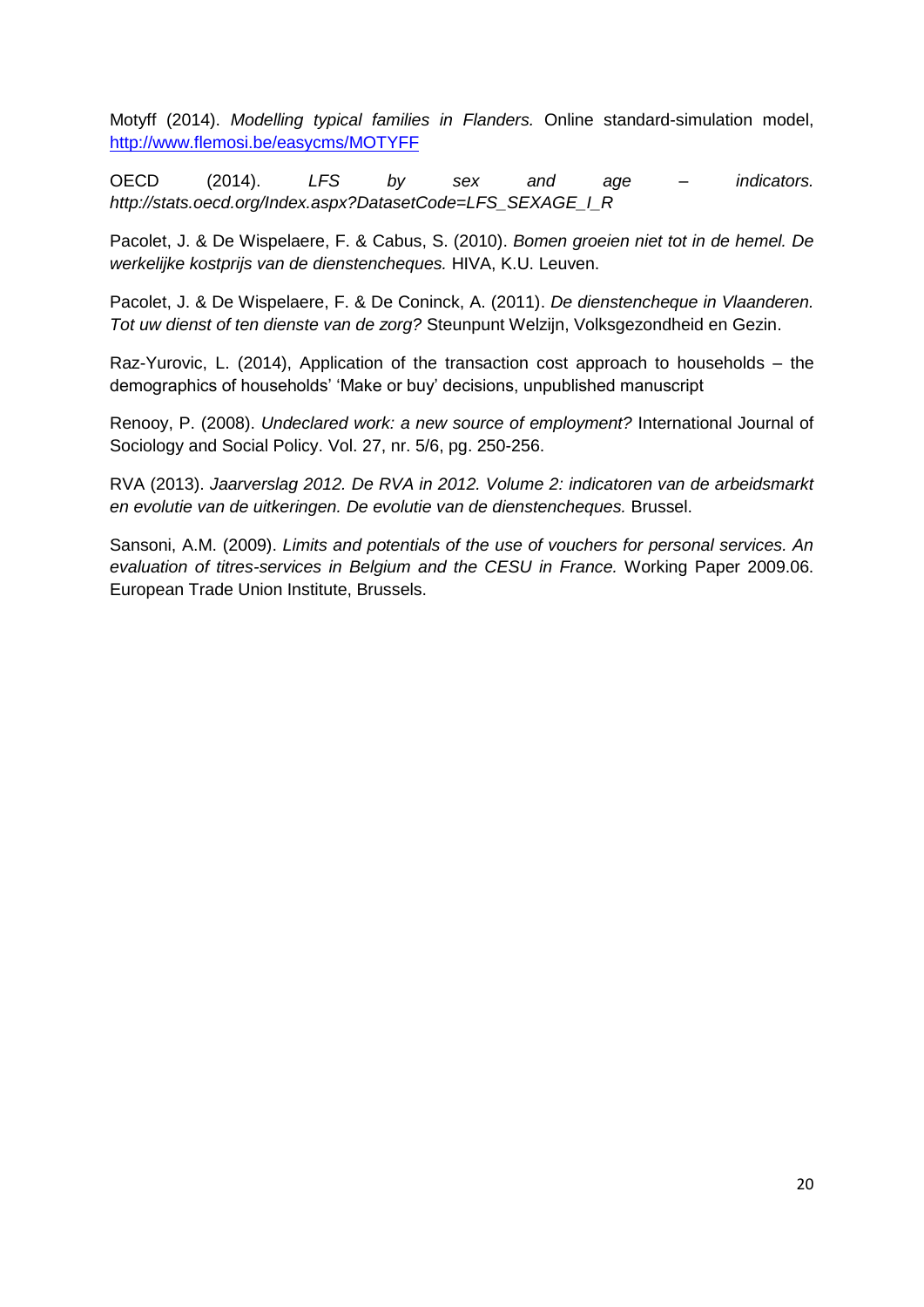Motyff (2014). *Modelling typical families in Flanders.* Online standard-simulation model, [http://www.flemosi.be/easycms/MOTYFF](http://www.flemosi.be/easycms/MOTYFF)

OECD (2014). *LFS by sex and age – indicators. http://stats.oecd.org/Index.aspx?DatasetCode=LFS_SEXAGE_I_R*

Pacolet, J. & De Wispelaere, F. & Cabus, S. (2010). *Bomen groeien niet tot in de hemel. De werkelijke kostprijs van de dienstencheques.* HIVA, K.U. Leuven.

Pacolet, J. & De Wispelaere, F. & De Coninck, A. (2011). *De dienstencheque in Vlaanderen. Tot uw dienst of ten dienste van de zorg?* Steunpunt Welzijn, Volksgezondheid en Gezin.

Raz-Yurovic, L. (2014), Application of the transaction cost approach to households – the demographics of households' 'Make or buy' decisions, unpublished manuscript

Renooy, P. (2008). *Undeclared work: a new source of employment?* International Journal of Sociology and Social Policy. Vol. 27, nr. 5/6, pg. 250-256.

RVA (2013). *Jaarverslag 2012. De RVA in 2012. Volume 2: indicatoren van de arbeidsmarkt en evolutie van de uitkeringen. De evolutie van de dienstencheques.* Brussel.

Sansoni, A.M. (2009). *Limits and potentials of the use of vouchers for personal services. An evaluation of titres-services in Belgium and the CESU in France.* Working Paper 2009.06. European Trade Union Institute, Brussels.